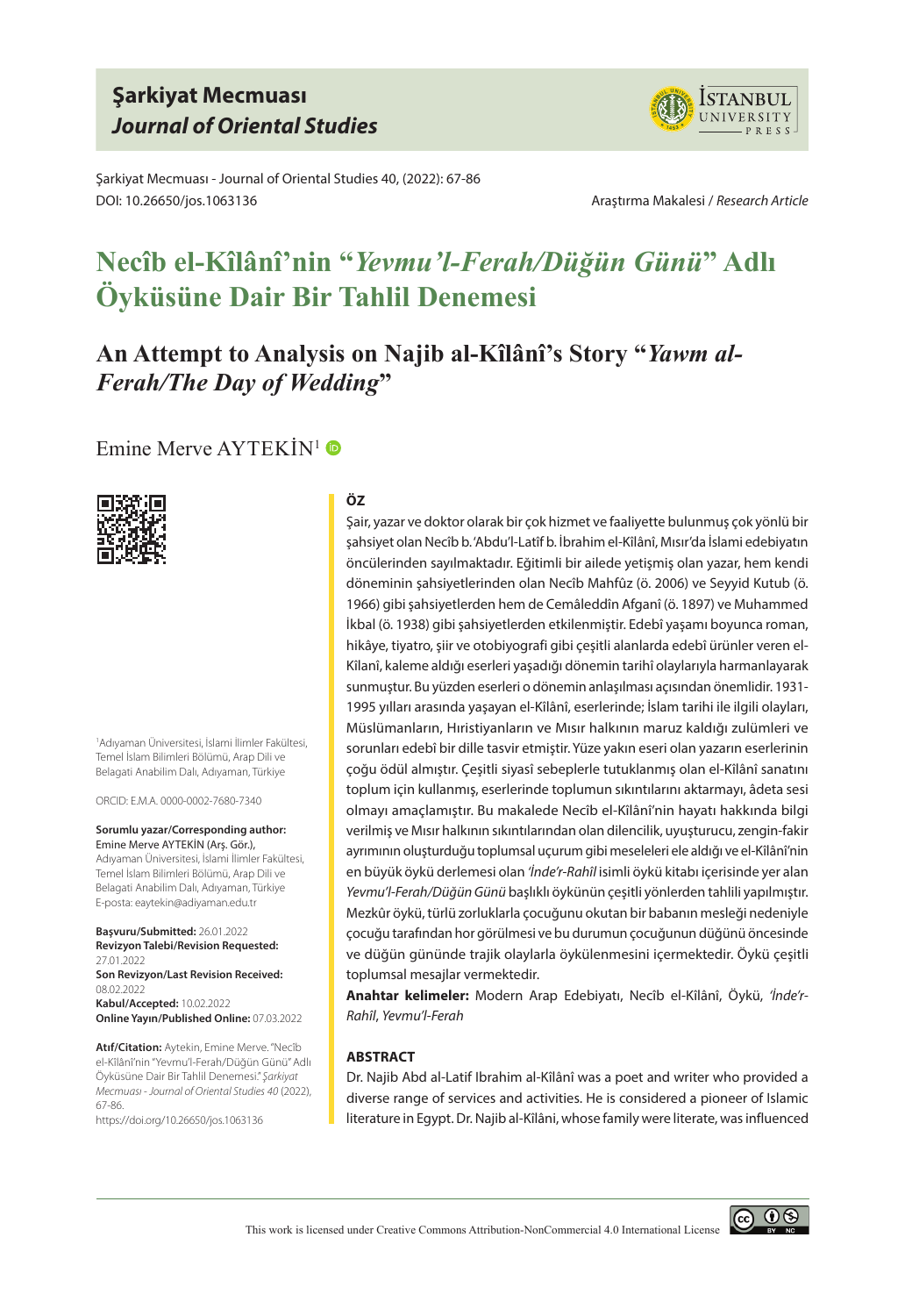# Şarkiyat Mecmuası
## *Journal of Oriental Studies*

Şarkiyat Mecmuası - Journal of Oriental Studies 40, (2022): 67-86
DOI: 10.26650/jos.1063136

Araştırma Makalesi / *Research Article*

# Necîb el-Kîlânî'nin "*Yevmu'l-Ferah/Düğün Günü*" Adlı Öyküsüne Dair Bir Tahlil Denemesi

## An Attempt to Analysis on Najib al-Kîlânî's Story "*Yawm al-Ferah/The Day of Wedding*"

Emine Merve AYTEKİN[1]

[1]Adıyaman Üniversitesi, İslami İlimler Fakültesi, Temel İslam Bilimleri Bölümü, Arap Dili ve Belagati Anabilim Dalı, Adıyaman, Türkiye

ORCID: E.M.A. 0000-0002-7680-7340

**Sorumlu yazar/Corresponding author:** Emine Merve AYTEKİN (Arş. Gör.), Adıyaman Üniversitesi, İslami İlimler Fakültesi, Temel İslam Bilimleri Bölümü, Arap Dili ve Belagati Anabilim Dalı, Adıyaman, Türkiye
E-posta: eaytekin@adiyaman.edu.tr

**Başvuru/Submitted:** 26.01.2022
**Revizyon Talebi/Revision Requested:** 27.01.2022
**Son Revizyon/Last Revision Received:** 08.02.2022
**Kabul/Accepted:** 10.02.2022
**Online Yayın/Published Online:** 07.03.2022

**Atıf/Citation:** Aytekin, Emine Merve. "Necîb el-Kîlânî'nin "Yevmu'l-Ferah/Düğün Günü" Adlı Öyküsüne Dair Bir Tahlil Denemesi." *Şarkiyat Mecmuası - Journal of Oriental Studies 40* (2022), 67-86.
https://doi.org/10.26650/jos.1063136

### ÖZ

Şair, yazar ve doktor olarak bir çok hizmet ve faaliyette bulunmuş çok yönlü bir şahsiyet olan Necîb b. 'Abdu'l-Latîf b. İbrahim el-Kîlânî, Mısır'da İslami edebiyatın öncülerinden sayılmaktadır. Eğitimli bir ailede yetişmiş olan yazar, hem kendi döneminin şahsiyetlerinden olan Necîb Mahfûz (ö. 2006) ve Seyyid Kutub (ö. 1966) gibi şahsiyetlerden hem de Cemâleddîn Afganî (ö. 1897) ve Muhammed İkbal (ö. 1938) gibi şahsiyetlerden etkilenmiştir. Edebî yaşamı boyunca roman, hikâye, tiyatro, şiir ve otobiyografi gibi çeşitli alanlarda edebî ürünler veren el-Kîlanî, kaleme aldığı eserleri yaşadığı dönemin tarihî olaylarıyla harmanlayarak sunmuştur. Bu yüzden eserleri o dönemin anlaşılması açısından önemlidir. 1931-1995 yılları arasında yaşayan el-Kîlânî, eserlerinde; İslam tarihi ile ilgili olayları, Müslümanların, Hıristiyanların ve Mısır halkının maruz kaldığı zulümleri ve sorunları edebî bir dille tasvir etmiştir. Yüze yakın eseri olan yazarın eserlerinin çoğu ödül almıştır. Çeşitli siyasî sebeplerle tutuklanmış olan el-Kîlânî sanatını toplum için kullanmış, eserlerinde toplumun sıkıntılarını aktarmayı, âdeta sesi olmayı amaçlamıştır. Bu makalede Necîb el-Kîlânî'nin hayatı hakkında bilgi verilmiş ve Mısır halkının sıkıntılarından olan dilencilik, uyuşturucu, zengin-fakir ayrımının oluşturduğu toplumsal uçurum gibi meseleleri ele aldığı ve el-Kîlânî'nin en büyük öykü derlemesi olan *'İnde'r-Rahîl* isimli öykü kitabı içerisinde yer alan *Yevmu'l-Ferah/Düğün Günü* başlıklı öykünün çeşitli yönlerden tahlili yapılmıştır. Mezkûr öykü, türlü zorluklarla çocuğunu okutan bir babanın mesleği nedeniyle çocuğu tarafından hor görülmesi ve bu durumun çocuğunun düğünü öncesinde ve düğün gününde trajik olaylarla öykülenmesini içermektedir. Öykü çeşitli toplumsal mesajlar vermektedir.

**Anahtar kelimeler:** Modern Arap Edebiyatı, Necîb el-Kîlânî, Öykü, *'İnde'r-Rahîl*, *Yevmu'l-Ferah*

### ABSTRACT

Dr. Najib Abd al-Latif Ibrahim al-Kîlânî was a poet and writer who provided a diverse range of services and activities. He is considered a pioneer of Islamic literature in Egypt. Dr. Najib al-Kîlâni, whose family were literate, was influenced

This work is licensed under Creative Commons Attribution-NonCommercial 4.0 International License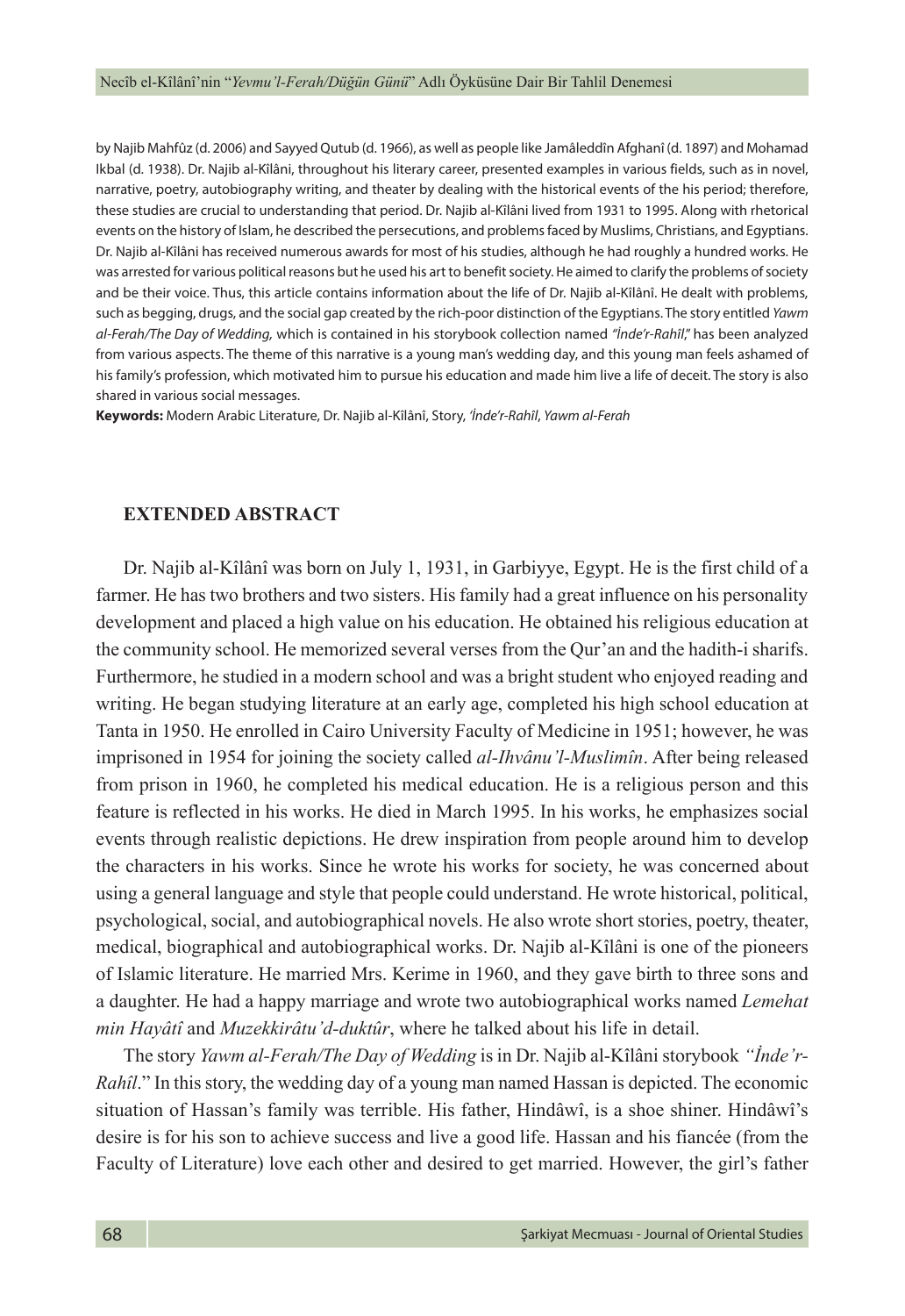by Najib Mahfûz (d. 2006) and Sayyed Qutub (d. 1966), as well as people like Jamâleddîn Afghanî (d. 1897) and Mohamad Ikbal (d. 1938). Dr. Najib al-Kîlâni, throughout his literary career, presented examples in various fields, such as in novel, narrative, poetry, autobiography writing, and theater by dealing with the historical events of the his period; therefore, these studies are crucial to understanding that period. Dr. Najib al-Kîlâni lived from 1931 to 1995. Along with rhetorical events on the history of Islam, he described the persecutions, and problems faced by Muslims, Christians, and Egyptians. Dr. Najib al-Kîlâni has received numerous awards for most of his studies, although he had roughly a hundred works. He was arrested for various political reasons but he used his art to benefit society. He aimed to clarify the problems of society and be their voice. Thus, this article contains information about the life of Dr. Najib al-Kîlânî. He dealt with problems, such as begging, drugs, and the social gap created by the rich-poor distinction of the Egyptians. The story entitled *Yawm al-Ferah/The Day of Wedding,* which is contained in his storybook collection named *"Înde'r-Rahîl,"* has been analyzed from various aspects. The theme of this narrative is a young man's wedding day, and this young man feels ashamed of his family's profession, which motivated him to pursue his education and made him live a life of deceit. The story is also shared in various social messages.

**Keywords:** Modern Arabic Literature, Dr. Najib al-Kîlânî, Story, *'Înde'r-Rahîl*, *Yawm al-Ferah*

## EXTENDED ABSTRACT

Dr. Najib al-Kîlânî was born on July 1, 1931, in Garbiyye, Egypt. He is the first child of a farmer. He has two brothers and two sisters. His family had a great influence on his personality development and placed a high value on his education. He obtained his religious education at the community school. He memorized several verses from the Qur'an and the hadith-i sharifs. Furthermore, he studied in a modern school and was a bright student who enjoyed reading and writing. He began studying literature at an early age, completed his high school education at Tanta in 1950. He enrolled in Cairo University Faculty of Medicine in 1951; however, he was imprisoned in 1954 for joining the society called *al-Ihvânu'l-Muslimîn*. After being released from prison in 1960, he completed his medical education. He is a religious person and this feature is reflected in his works. He died in March 1995. In his works, he emphasizes social events through realistic depictions. He drew inspiration from people around him to develop the characters in his works. Since he wrote his works for society, he was concerned about using a general language and style that people could understand. He wrote historical, political, psychological, social, and autobiographical novels. He also wrote short stories, poetry, theater, medical, biographical and autobiographical works. Dr. Najib al-Kîlâni is one of the pioneers of Islamic literature. He married Mrs. Kerime in 1960, and they gave birth to three sons and a daughter. He had a happy marriage and wrote two autobiographical works named *Lemehat min Hayâtî* and *Muzekkirâtu'd-duktûr*, where he talked about his life in detail.

The story *Yawm al-Ferah/The Day of Wedding* is in Dr. Najib al-Kîlâni storybook *"İnde'r-Rahîl*." In this story, the wedding day of a young man named Hassan is depicted. The economic situation of Hassan's family was terrible. His father, Hindâwî, is a shoe shiner. Hindâwî's desire is for his son to achieve success and live a good life. Hassan and his fiancée (from the Faculty of Literature) love each other and desired to get married. However, the girl's father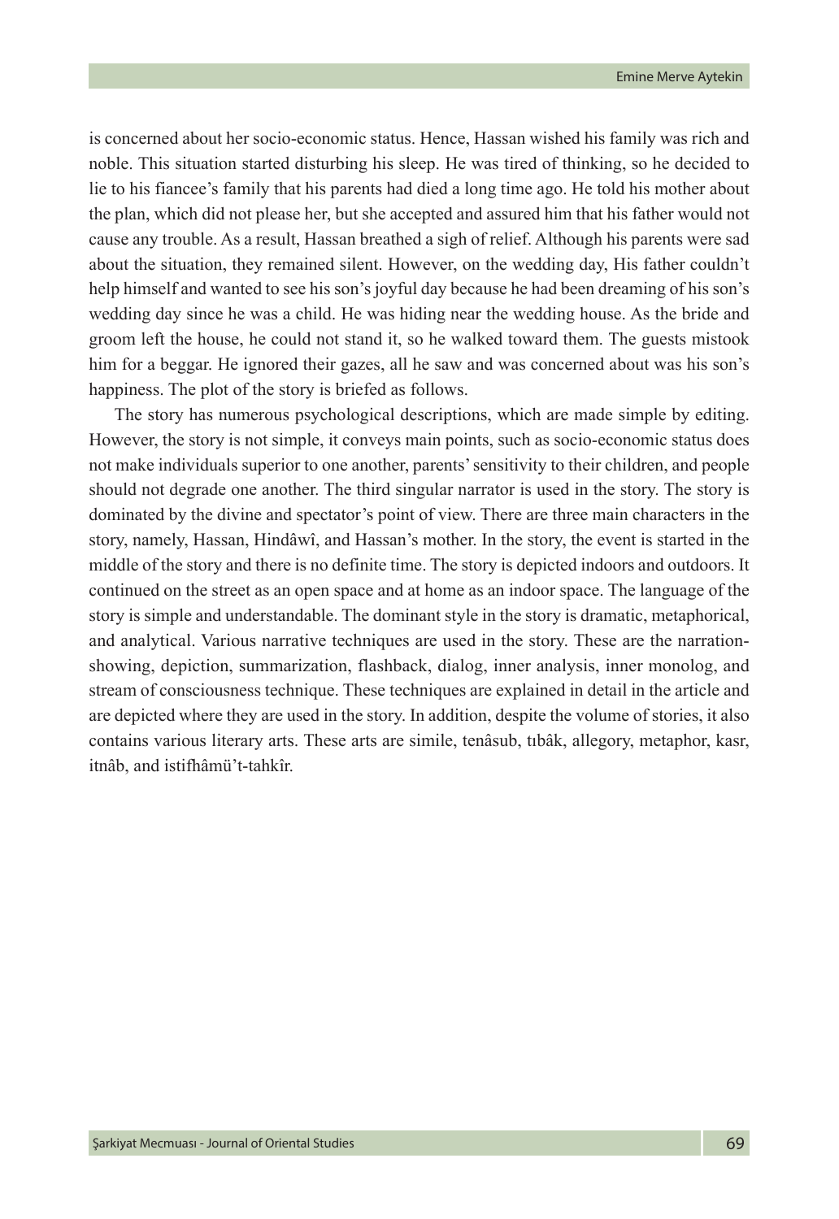is concerned about her socio-economic status. Hence, Hassan wished his family was rich and noble. This situation started disturbing his sleep. He was tired of thinking, so he decided to lie to his fiancee's family that his parents had died a long time ago. He told his mother about the plan, which did not please her, but she accepted and assured him that his father would not cause any trouble. As a result, Hassan breathed a sigh of relief. Although his parents were sad about the situation, they remained silent. However, on the wedding day, His father couldn't help himself and wanted to see his son's joyful day because he had been dreaming of his son's wedding day since he was a child. He was hiding near the wedding house. As the bride and groom left the house, he could not stand it, so he walked toward them. The guests mistook him for a beggar. He ignored their gazes, all he saw and was concerned about was his son's happiness. The plot of the story is briefed as follows.

The story has numerous psychological descriptions, which are made simple by editing. However, the story is not simple, it conveys main points, such as socio-economic status does not make individuals superior to one another, parents' sensitivity to their children, and people should not degrade one another. The third singular narrator is used in the story. The story is dominated by the divine and spectator's point of view. There are three main characters in the story, namely, Hassan, Hindâwî, and Hassan's mother. In the story, the event is started in the middle of the story and there is no definite time. The story is depicted indoors and outdoors. It continued on the street as an open space and at home as an indoor space. The language of the story is simple and understandable. The dominant style in the story is dramatic, metaphorical, and analytical. Various narrative techniques are used in the story. These are the narration-showing, depiction, summarization, flashback, dialog, inner analysis, inner monolog, and stream of consciousness technique. These techniques are explained in detail in the article and are depicted where they are used in the story. In addition, despite the volume of stories, it also contains various literary arts. These arts are simile, tenâsub, tıbâk, allegory, metaphor, kasr, itnâb, and istifhâmü't-tahkîr.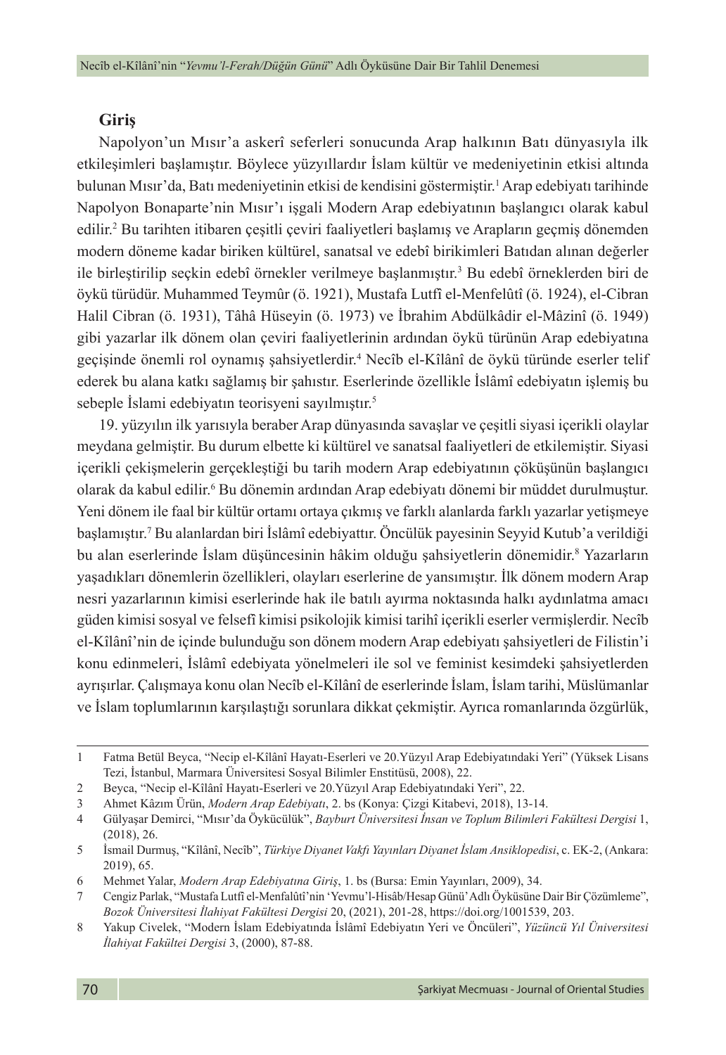## Giriş

Napolyon'un Mısır'a askerî seferleri sonucunda Arap halkının Batı dünyasıyla ilk etkileşimleri başlamıştır. Böylece yüzyıllardır İslam kültür ve medeniyetinin etkisi altında bulunan Mısır'da, Batı medeniyetinin etkisi de kendisini göstermiştir.[1] Arap edebiyatı tarihinde Napolyon Bonaparte'nin Mısır'ı işgali Modern Arap edebiyatının başlangıcı olarak kabul edilir.[2] Bu tarihten itibaren çeşitli çeviri faaliyetleri başlamış ve Arapların geçmiş dönemden modern döneme kadar biriken kültürel, sanatsal ve edebî birikimleri Batıdan alınan değerler ile birleştirilip seçkin edebî örnekler verilmeye başlanmıştır.[3] Bu edebî örneklerden biri de öykü türüdür. Muhammed Teymûr (ö. 1921), Mustafa Lutfî el-Menfelûtî (ö. 1924), el-Cibran Halil Cibran (ö. 1931), Tâhâ Hüseyin (ö. 1973) ve İbrahim Abdülkâdir el-Mâzinî (ö. 1949) gibi yazarlar ilk dönem olan çeviri faaliyetlerinin ardından öykü türünün Arap edebiyatına geçişinde önemli rol oynamış şahsiyetlerdir.[4] Necîb el-Kîlânî de öykü türünde eserler telif ederek bu alana katkı sağlamış bir şahıstır. Eserlerinde özellikle İslâmî edebiyatın işlemiş bu sebeple İslami edebiyatın teorisyeni sayılmıştır.[5]

19. yüzyılın ilk yarısıyla beraber Arap dünyasında savaşlar ve çeşitli siyasi içerikli olaylar meydana gelmiştir. Bu durum elbette ki kültürel ve sanatsal faaliyetleri de etkilemiştir. Siyasi içerikli çekişmelerin gerçekleştiği bu tarih modern Arap edebiyatının çöküşünün başlangıcı olarak da kabul edilir.[6] Bu dönemin ardından Arap edebiyatı dönemi bir müddet durulmuştur. Yeni dönem ile faal bir kültür ortamı ortaya çıkmış ve farklı alanlarda farklı yazarlar yetişmeye başlamıştır.[7] Bu alanlardan biri İslâmî edebiyattır. Öncülük payesinin Seyyid Kutub'a verildiği bu alan eserlerinde İslam düşüncesinin hâkim olduğu şahsiyetlerin dönemidir.[8] Yazarların yaşadıkları dönemlerin özellikleri, olayları eserlerine de yansımıştır. İlk dönem modern Arap nesri yazarlarının kimisi eserlerinde hak ile batılı ayırma noktasında halkı aydınlatma amacı güden kimisi sosyal ve felsefî kimisi psikolojik kimisi tarihî içerikli eserler vermişlerdir. Necîb el-Kîlânî'nin de içinde bulunduğu son dönem modern Arap edebiyatı şahsiyetleri de Filistin'i konu edinmeleri, İslâmî edebiyata yönelmeleri ile sol ve feminist kesimdeki şahsiyetlerden ayrışırlar. Çalışmaya konu olan Necîb el-Kîlânî de eserlerinde İslam, İslam tarihi, Müslümanlar ve İslam toplumlarının karşılaştığı sorunlara dikkat çekmiştir. Ayrıca romanlarında özgürlük,

---

1 Fatma Betül Beyca, "Necip el-Kîlânî Hayatı-Eserleri ve 20.Yüzyıl Arap Edebiyatındaki Yeri" (Yüksek Lisans Tezi, İstanbul, Marmara Üniversitesi Sosyal Bilimler Enstitüsü, 2008), 22.

2 Beyca, "Necip el-Kîlânî Hayatı-Eserleri ve 20.Yüzyıl Arap Edebiyatındaki Yeri", 22.

3 Ahmet Kâzım Ürün, *Modern Arap Edebiyatı*, 2. bs (Konya: Çizgi Kitabevi, 2018), 13-14.

4 Gülyaşar Demirci, "Mısır'da Öykücülük", *Bayburt Üniversitesi İnsan ve Toplum Bilimleri Fakültesi Dergisi* 1, (2018), 26.

5 İsmail Durmuş, "Kîlânî, Necîb", *Türkiye Diyanet Vakfı Yayınları Diyanet İslam Ansiklopedisi*, c. EK-2, (Ankara: 2019), 65.

6 Mehmet Yalar, *Modern Arap Edebiyatına Giriş*, 1. bs (Bursa: Emin Yayınları, 2009), 34.

7 Cengiz Parlak, "Mustafa Lutfî el-Menfalûtî'nin 'Yevmu'l-Hisâb/Hesap Günü' Adlı Öyküsüne Dair Bir Çözümleme", *Bozok Üniversitesi İlahiyat Fakültesi Dergisi* 20, (2021), 201-28, https://doi.org/1001539, 203.

8 Yakup Civelek, "Modern İslam Edebiyatında İslâmî Edebiyatın Yeri ve Öncüleri", *Yüzüncü Yıl Üniversitesi İlahiyat Fakültei Dergisi* 3, (2000), 87-88.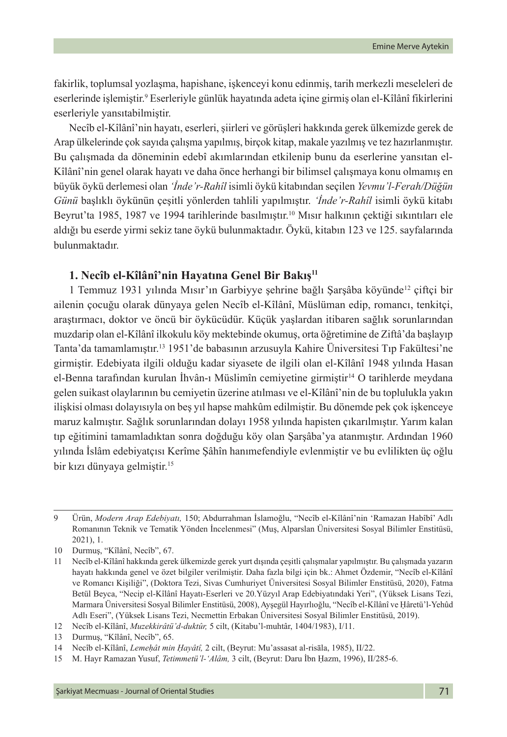fakirlik, toplumsal yozlaşma, hapishane, işkenceyi konu edinmiş, tarih merkezli meseleleri de eserlerinde işlemiştir.[9] Eserleriyle günlük hayatında adeta içine girmiş olan el-Kîlânî fikirlerini eserleriyle yansıtabilmiştir.

Necîb el-Kîlânî'nin hayatı, eserleri, şiirleri ve görüşleri hakkında gerek ülkemizde gerek de Arap ülkelerinde çok sayıda çalışma yapılmış, birçok kitap, makale yazılmış ve tez hazırlanmıştır. Bu çalışmada da döneminin edebî akımlarından etkilenip bunu da eserlerine yansıtan el-Kîlânî'nin genel olarak hayatı ve daha önce herhangi bir bilimsel çalışmaya konu olmamış en büyük öykü derlemesi olan *'İnde'r-Rahîl* isimli öykü kitabından seçilen *Yevmu'l-Ferah/Düğün Günü* başlıklı öykünün çeşitli yönlerden tahlili yapılmıştır. *'İnde'r-Rahîl* isimli öykü kitabı Beyrut'ta 1985, 1987 ve 1994 tarihlerinde basılmıştır.[10] Mısır halkının çektiği sıkıntıları ele aldığı bu eserde yirmi sekiz tane öykü bulunmaktadır. Öykü, kitabın 123 ve 125. sayfalarında bulunmaktadır.

## 1. Necîb el-Kîlânî'nin Hayatına Genel Bir Bakış[11]

1 Temmuz 1931 yılında Mısır'ın Garbiyye şehrine bağlı Şarşâba köyünde[12] çiftçi bir ailenin çocuğu olarak dünyaya gelen Necîb el-Kîlânî, Müslüman edip, romancı, tenkitçi, araştırmacı, doktor ve öncü bir öykücüdür. Küçük yaşlardan itibaren sağlık sorunlarından muzdarip olan el-Kîlânî ilkokulu köy mektebinde okumuş, orta öğretimine de Ziftâ'da başlayıp Tanta'da tamamlamıştır.[13] 1951'de babasının arzusuyla Kahire Üniversitesi Tıp Fakültesi'ne girmiştir. Edebiyata ilgili olduğu kadar siyasete de ilgili olan el-Kîlânî 1948 yılında Hasan el-Benna tarafından kurulan İhvân-ı Müslimîn cemiyetine girmiştir[14] O tarihlerde meydana gelen suikast olaylarının bu cemiyetin üzerine atılması ve el-Kîlânî'nin de bu toplulukla yakın ilişkisi olması dolayısıyla on beş yıl hapse mahkûm edilmiştir. Bu dönemde pek çok işkenceye maruz kalmıştır. Sağlık sorunlarından dolayı 1958 yılında hapisten çıkarılmıştır. Yarım kalan tıp eğitimini tamamladıktan sonra doğduğu köy olan Şarşâba'ya atanmıştır. Ardından 1960 yılında İslâm edebiyatçısı Kerîme Şâhîn hanımefendiyle evlenmiştir ve bu evlilikten üç oğlu bir kızı dünyaya gelmiştir.[15]

---

9 Ürün, *Modern Arap Edebiyatı,* 150; Abdurrahman İslamoğlu, "Necîb el-Kîlânî'nin 'Ramazan Habîbî' Adlı Romanının Teknik ve Tematik Yönden İncelenmesi" (Muş, Alparslan Üniversitesi Sosyal Bilimler Enstitüsü, 2021), 1.

10 Durmuş, "Kîlânî, Necîb", 67.

11 Necîb el-Kîlânî hakkında gerek ülkemizde gerek yurt dışında çeşitli çalışmalar yapılmıştır. Bu çalışmada yazarın hayatı hakkında genel ve özet bilgiler verilmiştir. Daha fazla bilgi için bk.: Ahmet Özdemir, "Necîb el-Kîlânî ve Romancı Kişiliği", (Doktora Tezi, Sivas Cumhuriyet Üniversitesi Sosyal Bilimler Enstitüsü, 2020), Fatma Betül Beyca, "Necip el-Kîlânî Hayatı-Eserleri ve 20.Yüzyıl Arap Edebiyatındaki Yeri", (Yüksek Lisans Tezi, Marmara Üniversitesi Sosyal Bilimler Enstitüsü, 2008), Ayşegül Hayırlıoğlu, "Necîb el-Kîlânî ve Ḥâretü'l-Yehûd Adlı Eseri", (Yüksek Lisans Tezi, Necmettin Erbakan Üniversitesi Sosyal Bilimler Enstitüsü, 2019).

12 Necîb el-Kîlânî, *Muzekkirâtü'd-duktûr,* 5 cilt, (Kitabu'l-muhtâr, 1404/1983), I/11.

13 Durmuş, "Kîlânî, Necîb", 65.

14 Necîb el-Kîlânî, *Lemeḥât min Ḥayâtî,* 2 cilt, (Beyrut: Mu'assasat al-risāla, 1985), II/22.

15 M. Hayr Ramazan Yusuf, *Tetimmetü'l-'Alâm,* 3 cilt, (Beyrut: Daru İbn Ḥazm, 1996), II/285-6.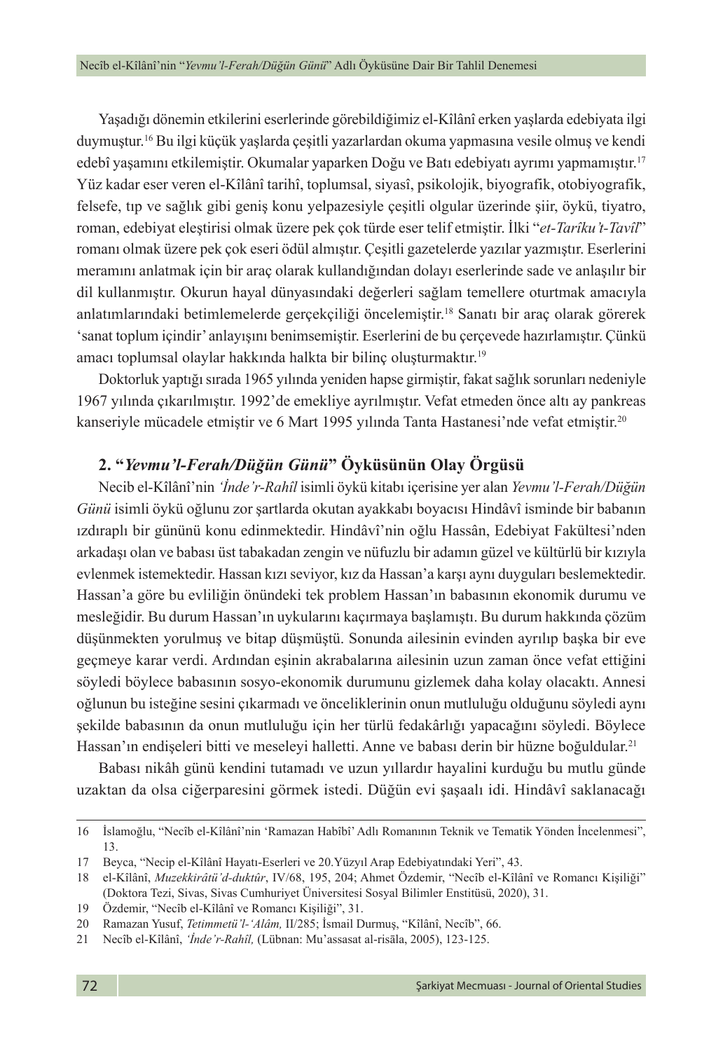Yaşadığı dönemin etkilerini eserlerinde görebildiğimiz el-Kîlânî erken yaşlarda edebiyata ilgi duymuştur.[16] Bu ilgi küçük yaşlarda çeşitli yazarlardan okuma yapmasına vesile olmuş ve kendi edebî yaşamını etkilemiştir. Okumalar yaparken Doğu ve Batı edebiyatı ayrımı yapmamıştır.[17] Yüz kadar eser veren el-Kîlânî tarihî, toplumsal, siyasî, psikolojik, biyografik, otobiyografik, felsefe, tıp ve sağlık gibi geniş konu yelpazesiyle çeşitli olgular üzerinde şiir, öykü, tiyatro, roman, edebiyat eleştirisi olmak üzere pek çok türde eser telif etmiştir. İlki "*et-Tarîku't-Tavîl*" romanı olmak üzere pek çok eseri ödül almıştır. Çeşitli gazetelerde yazılar yazmıştır. Eserlerini meramını anlatmak için bir araç olarak kullandığından dolayı eserlerinde sade ve anlaşılır bir dil kullanmıştır. Okurun hayal dünyasındaki değerleri sağlam temellere oturtmak amacıyla anlatımlarındaki betimlemelerde gerçekçiliği öncelemiştir.[18] Sanatı bir araç olarak görerek 'sanat toplum içindir' anlayışını benimsemiştir. Eserlerini de bu çerçevede hazırlamıştır. Çünkü amacı toplumsal olaylar hakkında halkta bir bilinç oluşturmaktır.[19]

Doktorluk yaptığı sırada 1965 yılında yeniden hapse girmiştir, fakat sağlık sorunları nedeniyle 1967 yılında çıkarılmıştır. 1992'de emekliye ayrılmıştır. Vefat etmeden önce altı ay pankreas kanseriyle mücadele etmiştir ve 6 Mart 1995 yılında Tanta Hastanesi'nde vefat etmiştir.[20]

## 2. "*Yevmu'l-Ferah/Düğün Günü*" Öyküsünün Olay Örgüsü

Necib el-Kîlânî'nin *'İnde'r-Rahîl* isimli öykü kitabı içerisine yer alan *Yevmu'l-Ferah/Düğün Günü* isimli öykü oğlunu zor şartlarda okutan ayakkabı boyacısı Hindâvî isminde bir babanın ızdıraplı bir gününü konu edinmektedir. Hindâvî'nin oğlu Hassân, Edebiyat Fakültesi'nden arkadaşı olan ve babası üst tabakadan zengin ve nüfuzlu bir adamın güzel ve kültürlü bir kızıyla evlenmek istemektedir. Hassan kızı seviyor, kız da Hassan'a karşı aynı duyguları beslemektedir. Hassan'a göre bu evliliğin önündeki tek problem Hassan'ın babasının ekonomik durumu ve mesleğidir. Bu durum Hassan'ın uykularını kaçırmaya başlamıştı. Bu durum hakkında çözüm düşünmekten yorulmuş ve bitap düşmüştü. Sonunda ailesinin evinden ayrılıp başka bir eve geçmeye karar verdi. Ardından eşinin akrabalarına ailesinin uzun zaman önce vefat ettiğini söyledi böylece babasının sosyo-ekonomik durumunu gizlemek daha kolay olacaktı. Annesi oğlunun bu isteğine sesini çıkarmadı ve önceliklerinin onun mutluluğu olduğunu söyledi aynı şekilde babasının da onun mutluluğu için her türlü fedakârlığı yapacağını söyledi. Böylece Hassan'ın endişeleri bitti ve meseleyi halletti. Anne ve babası derin bir hüzne boğuldular.[21]

Babası nikâh günü kendini tutamadı ve uzun yıllardır hayalini kurduğu bu mutlu günde uzaktan da olsa ciğerparesini görmek istedi. Düğün evi şaşaalı idi. Hindâvî saklanacağı

---

16 İslamoğlu, "Necîb el-Kîlânî'nin 'Ramazan Habîbî' Adlı Romanının Teknik ve Tematik Yönden İncelenmesi", 13.

17 Beyca, "Necip el-Kîlânî Hayatı-Eserleri ve 20.Yüzyıl Arap Edebiyatındaki Yeri", 43.

18 el-Kîlânî, *Muzekkirâtü'd-duktûr*, IV/68, 195, 204; Ahmet Özdemir, "Necîb el-Kîlânî ve Romancı Kişiliği" (Doktora Tezi, Sivas, Sivas Cumhuriyet Üniversitesi Sosyal Bilimler Enstitüsü, 2020), 31.

19 Özdemir, "Necîb el-Kîlânî ve Romancı Kişiliği", 31.

20 Ramazan Yusuf, *Tetimmetü'l-'Alâm,* II/285; İsmail Durmuş, "Kîlânî, Necîb", 66.

21 Necîb el-Kîlânî, *'İnde'r-Rahîl,* (Lübnan: Mu'assasat al-risāla, 2005), 123-125.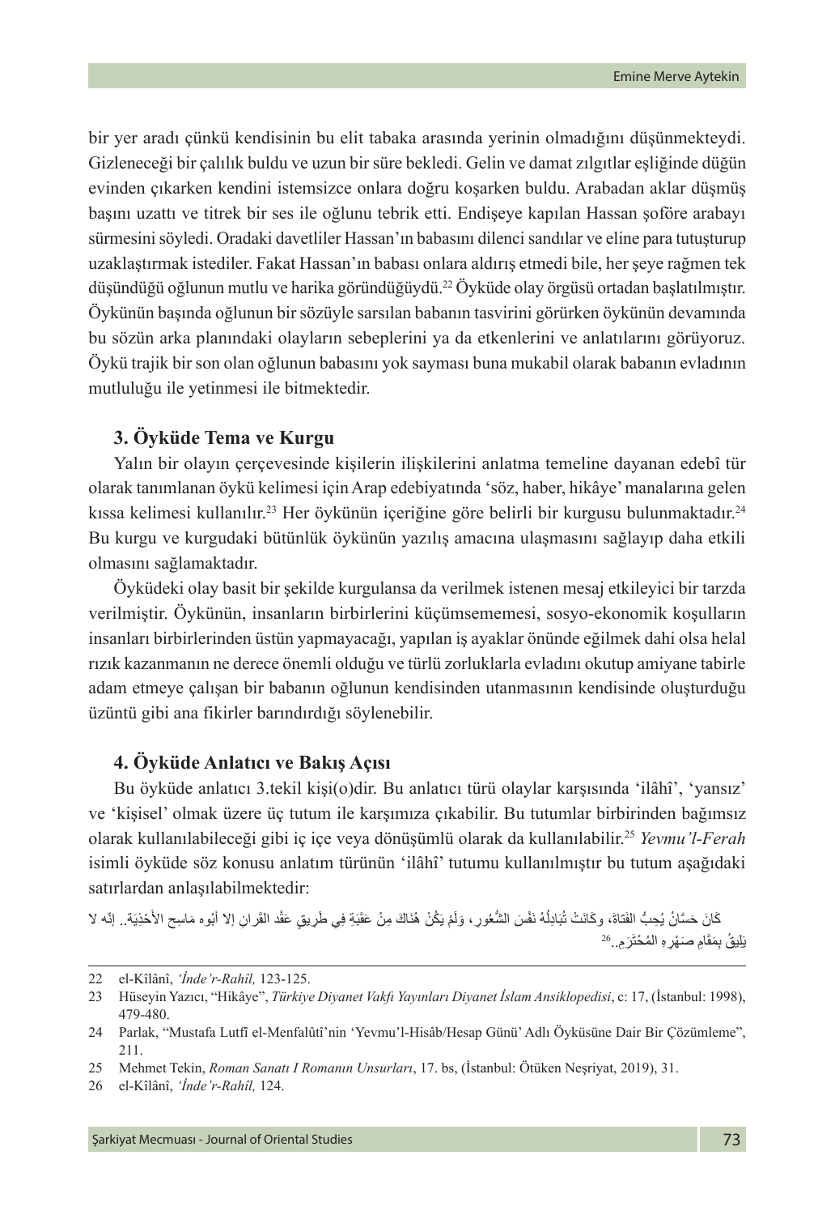bir yer aradı çünkü kendisinin bu elit tabaka arasında yerinin olmadığını düşünmekteydi. Gizleneceği bir çalılık buldu ve uzun bir süre bekledi. Gelin ve damat zılgıtlar eşliğinde düğün evinden çıkarken kendini istemsizce onlara doğru koşarken buldu. Arabadan aklar düşmüş başını uzattı ve titrek bir ses ile oğlunu tebrik etti. Endişeye kapılan Hassan şoföre arabayı sürmesini söyledi. Oradaki davetliler Hassan'ın babasını dilenci sandılar ve eline para tutuşturup uzaklaştırmak istediler. Fakat Hassan'ın babası onlara aldırış etmedi bile, her şeye rağmen tek düşündüğü oğlunun mutlu ve harika göründüğüydü.[22] Öyküde olay örgüsü ortadan başlatılmıştır. Öykünün başında oğlunun bir sözüyle sarsılan babanın tasvirini görürken öykünün devamında bu sözün arka planındaki olayların sebeplerini ya da etkenlerini ve anlatılarını görüyoruz. Öykü trajik bir son olan oğlunun babasını yok sayması buna mukabil olarak babanın evladının mutluluğu ile yetinmesi ile bitmektedir.

## 3. Öyküde Tema ve Kurgu

Yalın bir olayın çerçevesinde kişilerin ilişkilerini anlatma temeline dayanan edebî tür olarak tanımlanan öykü kelimesi için Arap edebiyatında 'söz, haber, hikâye' manalarına gelen kıssa kelimesi kullanılır.[23] Her öykünün içeriğine göre belirli bir kurgusu bulunmaktadır.[24] Bu kurgu ve kurgudaki bütünlük öykünün yazılış amacına ulaşmasını sağlayıp daha etkili olmasını sağlamaktadır.

Öyküdeki olay basit bir şekilde kurgulansa da verilmek istenen mesaj etkileyici bir tarzda verilmiştir. Öykünün, insanların birbirlerini küçümsememesi, sosyo-ekonomik koşulların insanları birbirlerinden üstün yapmayacağı, yapılan iş ayaklar önünde eğilmek dahi olsa helal rızık kazanmanın ne derece önemli olduğu ve türlü zorluklarla evladını okutup amiyane tabirle adam etmeye çalışan bir babanın oğlunun kendisinden utanmasının kendisinde oluşturduğu üzüntü gibi ana fikirler barındırdığı söylenebilir.

## 4. Öyküde Anlatıcı ve Bakış Açısı

Bu öyküde anlatıcı 3.tekil kişi(o)dir. Bu anlatıcı türü olaylar karşısında 'ilâhî', 'yansız' ve 'kişisel' olmak üzere üç tutum ile karşımıza çıkabilir. Bu tutumlar birbirinden bağımsız olarak kullanılabileceği gibi iç içe veya dönüşümlü olarak da kullanılabilir.[25] *Yevmu'l-Ferah* isimli öyküde söz konusu anlatım türünün 'ilâhî' tutumu kullanılmıştır bu tutum aşağıdaki satırlardan anlaşılabilmektedir:

كَانَ حَسَّانُ يُحِبُّ الفَتاةَ، وكَانَتْ تُبَادِلُهُ نَفْسَ الشُّعُورِ، وَلَمْ يَكُنْ هُنَاكَ مِنْ عَقَبَةٍ فِي طَرِيقِ عَقْدِ القِرانِ إلا أَبُوه مَاسِح الأَحْذِيَة.. إنّه لا يَلِيقُ بِمَقَامِ صَهْرِهِ المُحْتَرَم..[26]

---

22 el-Kîlânî, *'İnde'r-Rahîl,* 123-125.

23 Hüseyin Yazıcı, "Hikâye", *Türkiye Diyanet Vakfi Yayınları Diyanet İslam Ansiklopedisi*, c: 17, (İstanbul: 1998), 479-480.

24 Parlak, "Mustafa Lutfî el-Menfalûtî'nin 'Yevmu'l-Hisâb/Hesap Günü' Adlı Öyküsüne Dair Bir Çözümleme", 211.

25 Mehmet Tekin, *Roman Sanatı I Romanın Unsurları*, 17. bs, (İstanbul: Ötüken Neşriyat, 2019), 31.

26 el-Kîlânî, *'İnde'r-Rahîl,* 124.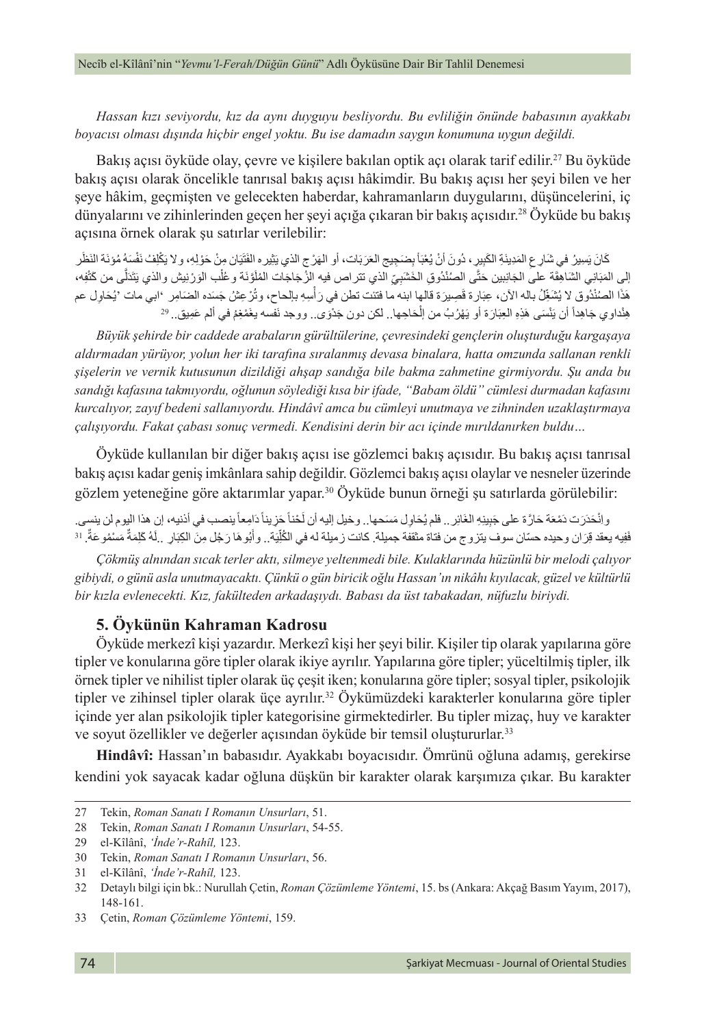*Hassan kızı seviyordu, kız da aynı duyguyu besliyordu. Bu evliliğin önünde babasının ayakkabı boyacısı olması dışında hiçbir engel yoktu. Bu ise damadın saygın konumuna uygun değildi.*

Bakış açısı öyküde olay, çevre ve kişilere bakılan optik açı olarak tarif edilir.[27] Bu öyküde bakış açısı olarak öncelikle tanrısal bakış açısı hâkimdir. Bu bakış açısı her şeyi bilen ve her şeye hâkim, geçmişten ve gelecekten haberdar, kahramanların duygularını, düşüncelerini, iç dünyalarını ve zihinlerinden geçen her şeyi açığa çıkaran bir bakış açısıdır.[28] Öyküde bu bakış açısına örnek olarak şu satırlar verilebilir:

كَانَ يَسِيرُ فِي شَارِعِ المَدِينَةِ الكَبِيرِ، دُونَ أَنْ يُعْبَأَ بِضَجِيجِ العَرَبَات، أو الهَرْجِ الذي يُثِيرُه الفِتْيَانِ مِنْ حَوْلِهِ، ولا يَكْلِفُ نَفْسَهُ مُؤنَةَ النَظَرِ إلى المَبَانِي الشَاهِقَة على الجَانِبين حَتَّى الصُنْدُوقِ الخَشَبِيِّ الذي تتراص فيه الزُجَاجَات المُلَوَّنَة وعُلَب الوَرْنِيش والذي يَتَدَلَّى من كَتْفِه، هَذَا الصُنْدُوق لا يُشْغِلُ باله الآن، عِبَارة قَصِيرَة قالها ابنه ما فتئت تطن في رَأْسِهِ بِإلحاح، وتُرْعِشُ جَسَده الضَامِرِ "ابي مات" يُحَاوِل عم هِنْداوي جَاهِداً أن يَنْسَى هَذِهِ العِبَارَة أو يَهْرُبُ من إلْحَاحِها.. لكن دون جَدْوَى.. ووجد نفسه يغَمْغِمُ في ألم عَمِيق..[29]

*Büyük şehirde bir caddede arabaların gürültülerine, çevresindeki gençlerin oluşturduğu kargaşaya aldırmadan yürüyor, yolun her iki tarafına sıralanmış devasa binalara, hatta omzunda sallanan renkli şişelerin ve vernik kutusunun dizildiği ahşap sandığa bile bakma zahmetine girmiyordu. Şu anda bu sandığı kafasına takmıyordu, oğlunun söylediği kısa bir ifade, "Babam öldü" cümlesi durmadan kafasını kurcalıyor, zayıf bedeni sallanıyordu. Hindâvî amca bu cümleyi unutmaya ve zihninden uzaklaştırmaya çalışıyordu. Fakat çabası sonuç vermedi. Kendisini derin bir acı içinde mırıldanırken buldu…*

Öyküde kullanılan bir diğer bakış açısı ise gözlemci bakış açısıdır. Bu bakış açısı tanrısal bakış açısı kadar geniş imkânlara sahip değildir. Gözlemci bakış açısı olaylar ve nesneler üzerinde gözlem yeteneğine göre aktarımlar yapar.[30] Öyküde bunun örneği şu satırlarda görülebilir:

وانْحَدَرَت دَمْعَة حَارَّة على جَبِينِهِ الغَائِر.. فلم يُحَاوِل مَسَحها.. وخيل إليه أن لَحْناً حَزِيناً دَامِعاً ينصب في أذنيه، إن هذا اليوم لن ينسى. ففيه يعقد قِرَان وحيده حسّان سوف يتزوج من فتاة مثقفة جميلة. كانت زميلة له في الكُلِّيَة.. وأبُوهَا رَجُل مِنَ الكِبَار ..لَهُ كَلِمَةٌ مَسْمُوعَةٌ.[31]

*Çökmüş alnından sıcak terler aktı, silmeye yeltenmedi bile. Kulaklarında hüzünlü bir melodi çalıyor gibiydi, o günü asla unutmayacaktı. Çünkü o gün biricik oğlu Hassan'ın nikâhı kıyılacak, güzel ve kültürlü bir kızla evlenecekti. Kız, fakülteden arkadaşıydı. Babası da üst tabakadan, nüfuzlu biriydi.*

## 5. Öykünün Kahraman Kadrosu

Öyküde merkezî kişi yazardır. Merkezî kişi her şeyi bilir. Kişiler tip olarak yapılarına göre tipler ve konularına göre tipler olarak ikiye ayrılır. Yapılarına göre tipler; yüceltilmiş tipler, ilk örnek tipler ve nihilist tipler olarak üç çeşit iken; konularına göre tipler; sosyal tipler, psikolojik tipler ve zihinsel tipler olarak üçe ayrılır.[32] Öykümüzdeki karakterler konularına göre tipler içinde yer alan psikolojik tipler kategorisine girmektedirler. Bu tipler mizaç, huy ve karakter ve soyut özellikler ve değerler açısından öyküde bir temsil oluştururlar.[33]

**Hindâvî:** Hassan'ın babasıdır. Ayakkabı boyacısıdır. Ömrünü oğluna adamış, gerekirse kendini yok sayacak kadar oğluna düşkün bir karakter olarak karşımıza çıkar. Bu karakter

---

27 Tekin, *Roman Sanatı I Romanın Unsurları*, 51.

28 Tekin, *Roman Sanatı I Romanın Unsurları*, 54-55.

29 el-Kîlânî, *'İnde'r-Rahîl,* 123.

30 Tekin, *Roman Sanatı I Romanın Unsurları*, 56.

31 el-Kîlânî, *'İnde'r-Rahîl,* 123.

32 Detaylı bilgi için bk.: Nurullah Çetin, *Roman Çözümleme Yöntemi*, 15. bs (Ankara: Akçağ Basım Yayım, 2017), 148-161.

33 Çetin, *Roman Çözümleme Yöntemi*, 159.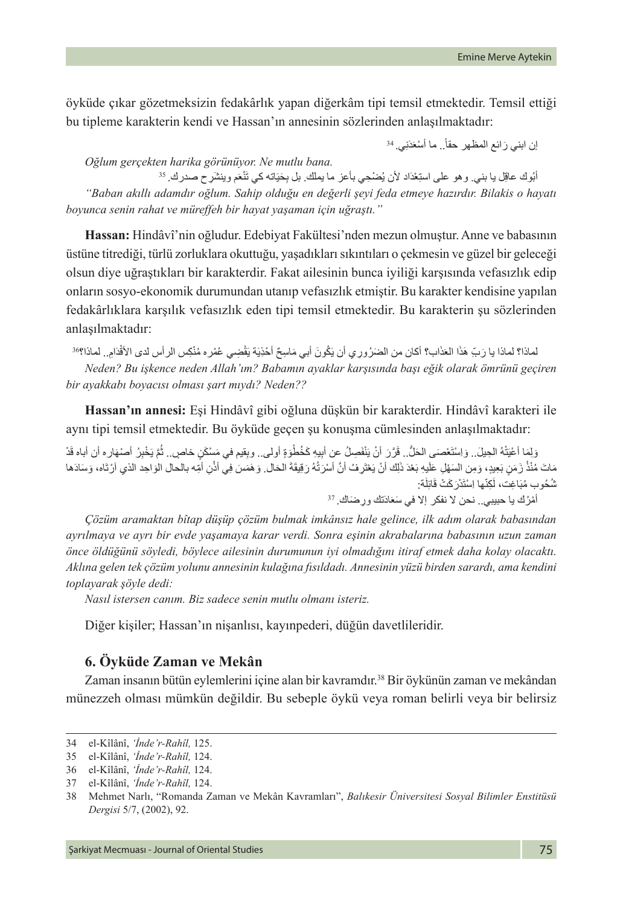öyküde çıkar gözetmeksizin fedakârlık yapan diğerkâm tipi temsil etmektedir. Temsil ettiği bu tipleme karakterin kendi ve Hassan'ın annesinin sözlerinden anlaşılmaktadır:

إن ابني رَائع المظهر حقاً.. ما أسْعَدَنِي.[34]

*Oğlum gerçekten harika görünüyor. Ne mutlu bana.*

أبُوك عاقِل يا بني. وهو على استِعْدَاد لأن يُضْحِي بأعز ما يملك. بل بِحَيَاته كي تَنْعَم وينشَرِح صدرك.[35]

*"Baban akıllı adamdır oğlum. Sahip olduğu en değerli şeyi feda etmeye hazırdır. Bilakis o hayatı boyunca senin rahat ve müreffeh bir hayat yaşaman için uğraştı."*

**Hassan:** Hindâvî'nin oğludur. Edebiyat Fakültesi'nden mezun olmuştur. Anne ve babasının üstüne titrediği, türlü zorluklara okuttuğu, yaşadıkları sıkıntıları o çekmesin ve güzel bir geleceği olsun diye uğraştıkları bir karakterdir. Fakat ailesinin bunca iyiliği karşısında vefasızlık edip onların sosyo-ekonomik durumundan utanıp vefasızlık etmiştir. Bu karakter kendisine yapılan fedakârlıklara karşılık vefasızlık eden tipi temsil etmektedir. Bu karakterin şu sözlerinden anlaşılmaktadır:

لماذا؟ لماذا يا رَبِّ هَذَا العَذَاب؟ أكان من الضَرُورِي أن يَكُونَ أبي مَاسِحَ أحْذِيَةٍ يَقْضِي عُمْره مُنْكِس الرأس لدى الأقْدَامِ.. لماذا؟؟[36]

*Neden? Bu işkence neden Allah'ım? Babamın ayaklar karşısında başı eğik olarak ömrünü geçiren bir ayakkabı boyacısı olması şart mıydı? Neden??*

**Hassan'ın annesi:** Eşi Hindâvî gibi oğluna düşkün bir karakterdir. Hindâvî karakteri ile aynı tipi temsil etmektedir. Bu öyküde geçen şu konuşma cümlesinden anlaşılmaktadır:

وَلِمَا أعْيَتْهُ الحِيلَ.. وَاسْتَعْصَى الحَلُّ.. قَرَّرَ أنْ يَنْفَصِلُ عن أبيه كَخُطْوَةٍ أولى.. ويقيم في مَسْكَنٍ خاصٍ.. ثُمَّ يَخْبِرُ أصْهَاره أن أباه قَدْ مَاتَ مُنْذُ زَمَنٍ بَعِيدٍ، وَمِن السَهْلِ عَلَيهِ بَعْدَ ذَلِك أنْ يَعْتَرِفَ أنَّ أسْرَتُهُ رَقِيقَةَ الحَالِ. وَهَمَسَ فِي أذُنِ أمِّهِ بالحال الوَاحِدِ الذي ارْتَاه، وَسَادَها شُحُوب مُبَاغِت، لَكِنّها إسْتَدْرَكَتْ قَائِلَةً:

أمْرُك يا حبيبي.. نحن لا نفكر إلا في سَعَادَتك ورضَاك.[37]

*Çözüm aramaktan bîtap düşüp çözüm bulmak imkânsız hale gelince, ilk adım olarak babasından ayrılmaya ve ayrı bir evde yaşamaya karar verdi. Sonra eşinin akrabalarına babasının uzun zaman önce öldüğünü söyledi, böylece ailesinin durumunun iyi olmadığını itiraf etmek daha kolay olacaktı. Aklına gelen tek çözüm yolunu annesinin kulağına fısıldadı. Annesinin yüzü birden sarardı, ama kendini toplayarak şöyle dedi:*

*Nasıl istersen canım. Biz sadece senin mutlu olmanı isteriz.*

Diğer kişiler; Hassan'ın nişanlısı, kayınpederi, düğün davetlileridir.

## 6. Öyküde Zaman ve Mekân

Zaman insanın bütün eylemlerini içine alan bir kavramdır.[38] Bir öykünün zaman ve mekândan münezzeh olması mümkün değildir. Bu sebeple öykü veya roman belirli veya bir belirsiz

---

34 el-Kîlânî, *'İnde'r-Rahîl,* 125.

35 el-Kîlânî, *'İnde'r-Rahîl,* 124.

36 el-Kîlânî, *'İnde'r-Rahîl,* 124.

37 el-Kîlânî, *'İnde'r-Rahîl,* 124.

38 Mehmet Narlı, "Romanda Zaman ve Mekân Kavramları", *Balıkesir Üniversitesi Sosyal Bilimler Enstitüsü Dergisi* 5/7, (2002), 92.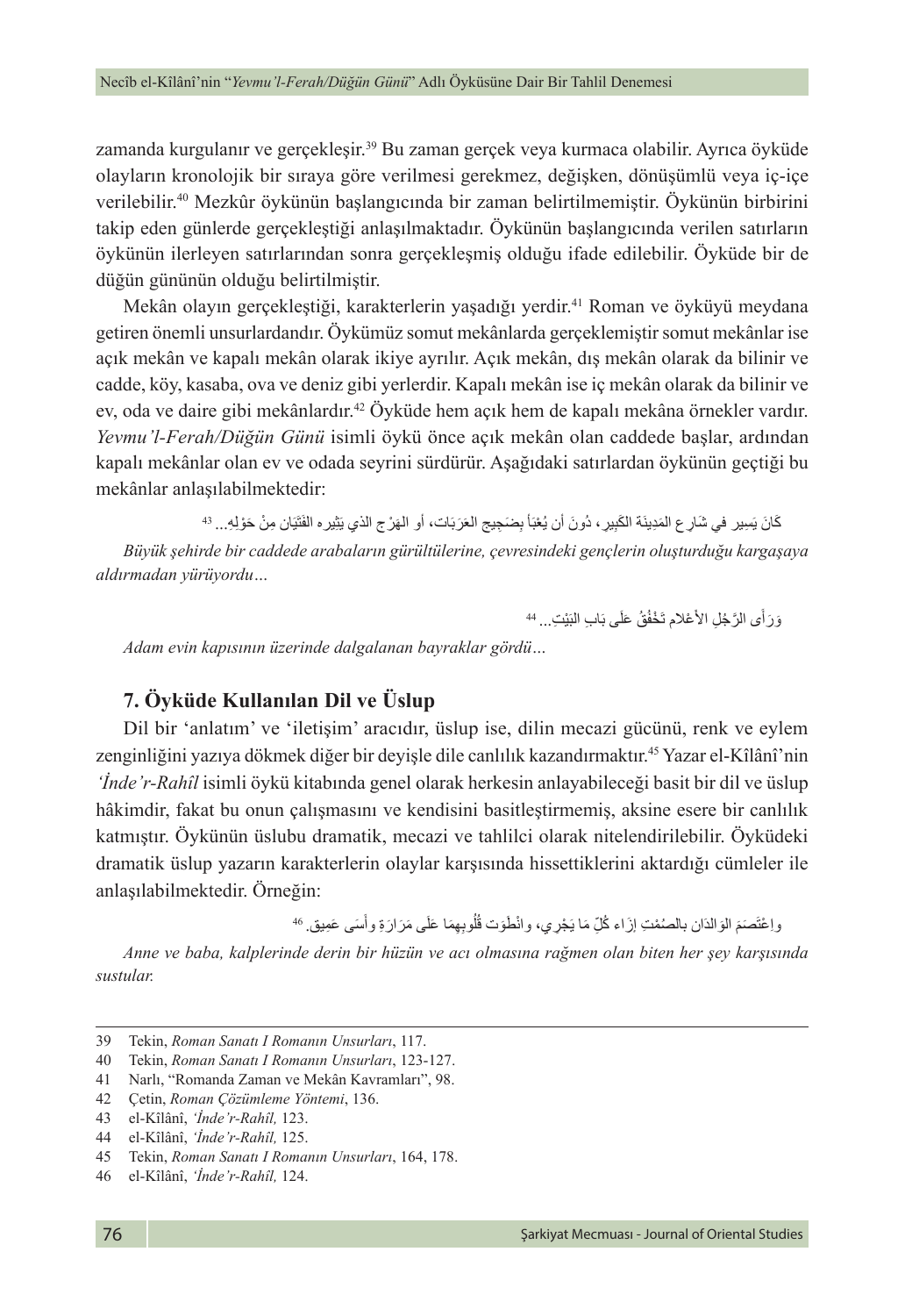zamanda kurgulanır ve gerçekleşir.[39] Bu zaman gerçek veya kurmaca olabilir. Ayrıca öyküde olayların kronolojik bir sıraya göre verilmesi gerekmez, değişken, dönüşümlü veya iç-içe verilebilir.[40] Mezkûr öykünün başlangıcında bir zaman belirtilmemiştir. Öykünün birbirini takip eden günlerde gerçekleştiği anlaşılmaktadır. Öykünün başlangıcında verilen satırların öykünün ilerleyen satırlarından sonra gerçekleşmiş olduğu ifade edilebilir. Öyküde bir de düğün gününün olduğu belirtilmiştir.

Mekân olayın gerçekleştiği, karakterlerin yaşadığı yerdir.[41] Roman ve öyküyü meydana getiren önemli unsurlardandır. Öykümüz somut mekânlarda gerçeklemiştir somut mekânlar ise açık mekân ve kapalı mekân olarak ikiye ayrılır. Açık mekân, dış mekân olarak da bilinir ve cadde, köy, kasaba, ova ve deniz gibi yerlerdir. Kapalı mekân ise iç mekân olarak da bilinir ve ev, oda ve daire gibi mekânlardır.[42] Öyküde hem açık hem de kapalı mekâna örnekler vardır. *Yevmu'l-Ferah/Düğün Günü* isimli öykü önce açık mekân olan caddede başlar, ardından kapalı mekânlar olan ev ve odada seyrini sürdürür. Aşağıdaki satırlardan öykünün geçtiği bu mekânlar anlaşılabilmektedir:

كَانَ يَسِير فِي شَارِع المَدِينَة الكَبِيرِ، دُونَ أن يُعْبَأ بِضَجِيجِ العَرَبَات، أو الهَرْج الذي يثِيره الفتَيَان مِنْ حَوْلِهِ... [43]

*Büyük şehirde bir caddede arabaların gürültülerine, çevresindeki gençlerin oluşturduğu kargaşaya aldırmadan yürüyordu…*

وَرَأى الرَّجُلِ الأعْلام تَخْفُقُ عَلَى بَابِ البَيْتِ... [44]

*Adam evin kapısının üzerinde dalgalanan bayraklar gördü…*

## 7. Öyküde Kullanılan Dil ve Üslup

Dil bir 'anlatım' ve 'iletişim' aracıdır, üslup ise, dilin mecazi gücünü, renk ve eylem zenginliğini yazıya dökmek diğer bir deyişle dile canlılık kazandırmaktır.[45] Yazar el-Kîlânî'nin *'İnde'r-Rahîl* isimli öykü kitabında genel olarak herkesin anlayabileceği basit bir dil ve üslup hâkimdir, fakat bu onun çalışmasını ve kendisini basitleştirmemiş, aksine esere bir canlılık katmıştır. Öykünün üslubu dramatik, mecazi ve tahlilci olarak nitelendirilebilir. Öyküdeki dramatik üslup yazarın karakterlerin olaylar karşısında hissettiklerini aktardığı cümleler ile anlaşılabilmektedir. Örneğin:

واعْتَصَمَ الوَالدَان بالصُمْتِ إزَاء كُلّ مَا يَجْرِي، وانْطَوَت قُلُوبهمَا عَلَى مَرَارَةٍ وأسَى عَمِيق. [46]

*Anne ve baba, kalplerinde derin bir hüzün ve acı olmasına rağmen olan biten her şey karşısında sustular.*

---

39 Tekin, *Roman Sanatı I Romanın Unsurları*, 117.

40 Tekin, *Roman Sanatı I Romanın Unsurları*, 123-127.

41 Narlı, "Romanda Zaman ve Mekân Kavramları", 98.

42 Çetin, *Roman Çözümleme Yöntemi*, 136.

43 el-Kîlânî, *'İnde'r-Rahîl,* 123.

44 el-Kîlânî, *'İnde'r-Rahîl,* 125.

45 Tekin, *Roman Sanatı I Romanın Unsurları*, 164, 178.

46 el-Kîlânî, *'İnde'r-Rahîl,* 124.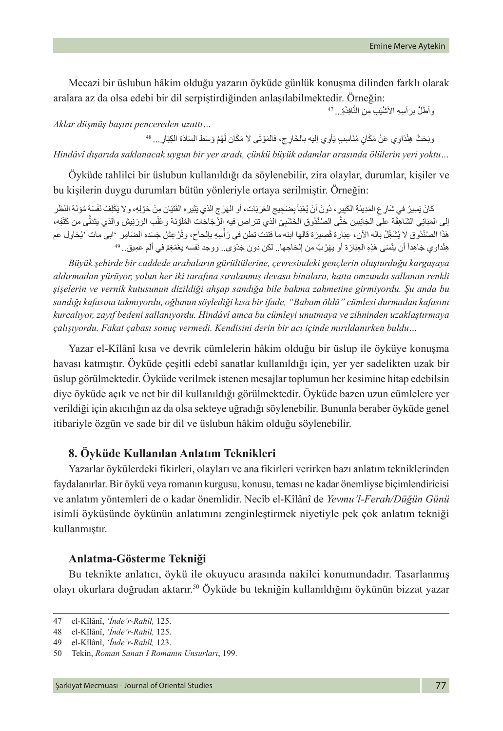Mecazi bir üslubun hâkim olduğu yazarın öyküde günlük konuşma dilinden farklı olarak aralara az da olsa edebi bir dil serpiştirdiğinden anlaşılabilmektedir. Örneğin:

وأطَلَّ برَأسِهِ الأشْيَبِ من النَّافِذَةِ... [47]

*Aklar düşmüş başını pencereden uzattı…*

وبَحَثَ هِنْدَاوِي عَنْ مَكَانٍ مُنَاسِبٍ يَأوِي إليه بالخَارِجِ، فالمَوْتَى لا مَكَان لَهُمْ وَسَط السَادَة الكِبَار... [48]

*Hindâvî dışarıda saklanacak uygun bir yer aradı, çünkü büyük adamlar arasında ölülerin yeri yoktu…*

Öyküde tahlilci bir üslubun kullanıldığı da söylenebilir, zira olaylar, durumlar, kişiler ve bu kişilerin duygu durumları bütün yönleriyle ortaya serilmiştir. Örneğin:

كَانَ يَسِيرُ في شَارِعِ المَدِينَةِ الكَبِيرِ، دُونَ أنْ يُعْبَأ بِضَجِيجِ العَرَبَات، أو الهَرْجِ الذي يَثِيره الفَتَيَان مِنْ حَوْلِهِ، ولا يَكْلِفُ نَفْسَهُ مُؤنَةَ النَظَر إلى المَبَاني الشَاهِقَة على الجَانِبين حَتَّى الصُنْدُوقِ الخَشَبِيِّ الذي تتراص فيه الزُجَاجَات المُلَوَّنَة وعُلَب الوَرْنيش والذي يَتَدَلَّى من كَتْفِه، هَذَا الصُنْدُوق لا يُشْغِلُ باله الآن، عِبَارة قَصِيرَة قالها ابنه ما فتئت تطن في رَأسِهِ بالِحاح، وتُرْعِشُ جَسده الضَامِر 'ابي مات' يُحَاوِل عم هِنْداوي جَاهِداً أن يَنْسَى هَذِهِ العِبَارَة أو يَهْرُبُ من إلْحَاحِها.. لكن دون جَدْوَى.. ووجد نفسه يغَمْغِمُ في ألم عَمِيق.. [49]

*Büyük şehirde bir caddede arabaların gürültülerine, çevresindeki gençlerin oluşturduğu kargaşaya aldırmadan yürüyor, yolun her iki tarafına sıralanmış devasa binalara, hatta omzunda sallanan renkli şişelerin ve vernik kutusunun dizildiği ahşap sandığa bile bakma zahmetine girmiyordu. Şu anda bu sandığı kafasına takmıyordu, oğlunun söylediği kısa bir ifade, "Babam öldü" cümlesi durmadan kafasını kurcalıyor, zayıf bedeni sallanıyordu. Hindâvî amca bu cümleyi unutmaya ve zihninden uzaklaştırmaya çalışıyordu. Fakat çabası sonuç vermedi. Kendisini derin bir acı içinde mırıldanırken buldu…*

Yazar el-Kîlânî kısa ve devrik cümlelerin hâkim olduğu bir üslup ile öyküye konuşma havası katmıştır. Öyküde çeşitli edebî sanatlar kullanıldığı için, yer yer sadelikten uzak bir üslup görülmektedir. Öyküde verilmek istenen mesajlar toplumun her kesimine hitap edebilsin diye öyküde açık ve net bir dil kullanıldığı görülmektedir. Öyküde bazen uzun cümlelere yer verildiği için akıcılığın az da olsa sekteye uğradığı söylenebilir. Bununla beraber öyküde genel itibariyle özgün ve sade bir dil ve üslubun hâkim olduğu söylenebilir.

## 8. Öyküde Kullanılan Anlatım Teknikleri

Yazarlar öykülerdeki fikirleri, olayları ve ana fikirleri verirken bazı anlatım tekniklerinden faydalanırlar. Bir öykü veya romanın kurgusu, konusu, teması ne kadar önemliyse biçimlendiricisi ve anlatım yöntemleri de o kadar önemlidir. Necîb el-Kîlânî de *Yevmu'l-Ferah/Düğün Günü* isimli öyküsünde öykünün anlatımını zenginleştirmek niyetiyle pek çok anlatım tekniği kullanmıştır.

### Anlatma-Gösterme Tekniği

Bu teknikte anlatıcı, öykü ile okuyucu arasında nakilci konumundadır. Tasarlanmış olayı okurlara doğrudan aktarır.[50] Öyküde bu tekniğin kullanıldığını öykünün bizzat yazar

---

47 el-Kîlânî, *'İnde'r-Rahîl,* 125.

48 el-Kîlânî, *'İnde'r-Rahîl,* 125.

49 el-Kîlânî, *'İnde'r-Rahîl,* 123.

50 Tekin, *Roman Sanatı I Romanın Unsurları*, 199.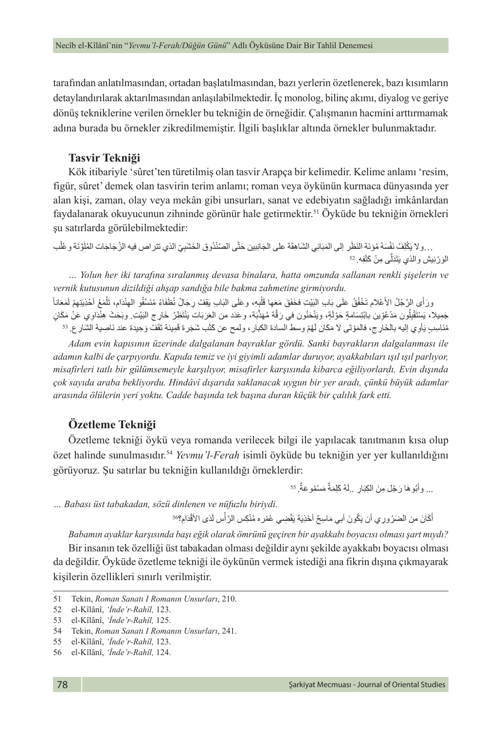tarafından anlatılmasından, ortadan başlatılmasından, bazı yerlerin özetlenerek, bazı kısımların detaylandırılarak aktarılmasından anlaşılabilmektedir. İç monolog, bilinç akımı, diyalog ve geriye dönüş tekniklerine verilen örnekler bu tekniğin de örneğidir. Çalışmanın hacmini arttırmamak adına burada bu örnekler zikredilmemiştir. İlgili başlıklar altında örnekler bulunmaktadır.

## Tasvir Tekniği

Kök itibariyle 'sûret'ten türetilmiş olan tasvir Arapça bir kelimedir. Kelime anlamı 'resim, figür, sûret' demek olan tasvirin terim anlamı; roman veya öykünün kurmaca dünyasında yer alan kişi, zaman, olay veya mekân gibi unsurları, sanat ve edebiyatın sağladığı imkânlardan faydalanarak okuyucunun zihninde görünür hale getirmektir.[51] Öyküde bu tekniğin örnekleri şu satırlarda görülebilmektedir:

...ولا يَكْلِفُ نَفْسَهُ مُؤنَةَ النَظَر إلى المَبَاني الشَاهِقَة على الجَانِبين حَتَّى الصُنْدُوق الخَشَبِيّ الذي تتراص فيه الزُجَاجَات المُلَوَّنَة وعُلَب الوَرْنِيش والذي يَتَدَلَّى مِنْ كَتْفِه.[52]

*... Yolun her iki tarafına sıralanmış devasa binalara, hatta omzunda sallanan renkli şişelerin ve vernik kutusunun dizildiği ahşap sandığa bile bakma zahmetine girmiyordu.*

ورَأَى الرَّجُلُ الأَعْلام تَخْفُقُ عَلَى بَابِ البَيْتِ فخَفَقَ مَعَها قَلْبِه، وعَلَى البَابِ يَقِفُ رِجَالُ نُظَفَاءُ مُنَسَّقُو الهِنْدَام، تَلْمَعُ أَحْذِيَتهِمْ لَمَعَاناً جَمِيلا، يَسْتَقْبِلُون مَدْعُوِين بابْتِسَامةٍ حَوْلَةٍ، ويَنْحَنُون في رَقَّة مُهذَّبَة، وعَدَد من العَرَبَات يَنْتَظِرُ خَارِج البَيْت. وبَحَثَ هِنْدَاوِي عَنْ مَكَانٍ مُنَاسِبٍ يَأوِي إليه بالخَارِج، فالمَوْتَى لا مَكَان لَهُمْ وسط السادة الكبار، ولمح عن كَثَب شَجَرة قَمِيئة تَقِفُ وَحِيدة عند نَاصِية الشَارِع.[53]

*Adam evin kapısının üzerinde dalgalanan bayraklar gördü. Sanki bayrakların dalgalanması ile adamın kalbi de çarpıyordu. Kapıda temiz ve iyi giyimli adamlar duruyor, ayakkabıları ışıl ışıl parlıyor, misafirleri tatlı bir gülümsemeyle karşılıyor, misafirler karşısında kibarca eğiliyorlardı. Evin dışında çok sayıda araba bekliyordu. Hindâvî dışarıda saklanacak uygun bir yer aradı, çünkü büyük adamlar arasında ölülerin yeri yoktu. Cadde başında tek başına duran küçük bir çalılık fark etti.*

## Özetleme Tekniği

Özetleme tekniği öykü veya romanda verilecek bilgi ile yapılacak tanıtmanın kısa olup özet halinde sunulmasıdır.[54] *Yevmu'l-Ferah* isimli öyküde bu tekniğin yer yer kullanıldığını görüyoruz. Şu satırlar bu tekniğin kullanıldığı örneklerdir:

... وأَبُوهَا رَجُل مِنَ الكِبَار ..لَهُ كَلِمَةٌ مَسْمُوعَةٌ.[55]

*... Babası üst tabakadan, sözü dinlenen ve nüfuzlu biriydi.*

أَكَانَ من الضَرُورِي أن يَكُونَ أبي مَاسِحٌ أَحْذِيَة يَقْضِي عُمْره مُنْكِس الرَّأْس لَدَى الأَقْدَام؟[56]

*Babamın ayaklar karşısında başı eğik olarak ömrünü geçiren bir ayakkabı boyacısı olması şart mıydı?*

Bir insanın tek özelliği üst tabakadan olması değildir aynı şekilde ayakkabı boyacısı olması da değildir. Öyküde özetleme tekniği ile öykünün vermek istediği ana fikrin dışına çıkmayarak kişilerin özellikleri sınırlı verilmiştir.

---

51 Tekin, *Roman Sanatı I Romanın Unsurları*, 210.

52 el-Kîlânî, *'İnde'r-Rahîl,* 123.

53 el-Kîlânî, *'İnde'r-Rahîl,* 125.

54 Tekin, *Roman Sanatı I Romanın Unsurları*, 241.

55 el-Kîlânî, *'İnde'r-Rahîl,* 123.

56 el-Kîlânî, *'İnde'r-Rahîl,* 124.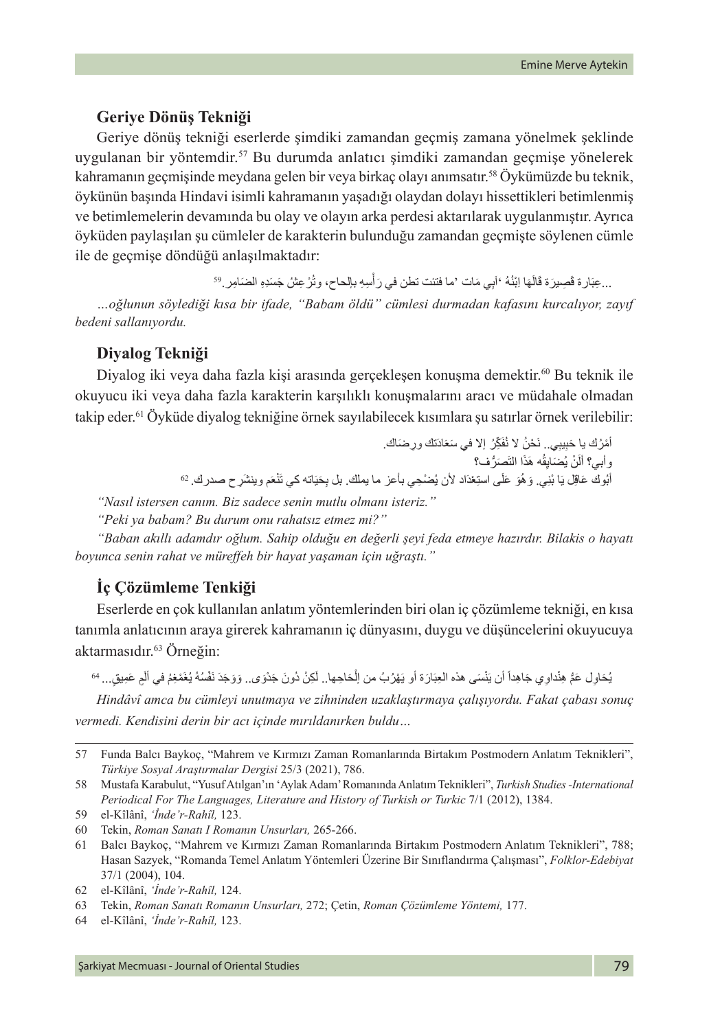### Geriye Dönüş Tekniği

Geriye dönüş tekniği eserlerde şimdiki zamandan geçmiş zamana yönelmek şeklinde uygulanan bir yöntemdir.[57] Bu durumda anlatıcı şimdiki zamandan geçmişe yönelerek kahramanın geçmişinde meydana gelen bir veya birkaç olayı anımsatır.[58] Öykümüzde bu teknik, öykünün başında Hindavi isimli kahramanın yaşadığı olaydan dolayı hissettikleri betimlenmiş ve betimlemelerin devamında bu olay ve olayın arka perdesi aktarılarak uygulanmıştır. Ayrıca öyküden paylaşılan şu cümleler de karakterin bulunduğu zamandan geçmişte söylenen cümle ile de geçmişe döndüğü anlaşılmaktadır:

...عِبَارة قَصِيرَة قَالَهَا ابْنُهُ 'أَبِي مَات 'ما فتئت تطن في رَأْسِهِ بِالحاح، وتُرْعِشُ جَسَدِهِ الضَامِر.[59]

*…oğlunun söylediği kısa bir ifade, "Babam öldü" cümlesi durmadan kafasını kurcalıyor, zayıf bedeni sallanıyordu.*

### Diyalog Tekniği

Diyalog iki veya daha fazla kişi arasında gerçekleşen konuşma demektir.[60] Bu teknik ile okuyucu iki veya daha fazla karakterin karşılıklı konuşmalarını aracı ve müdahale olmadan takip eder.[61] Öyküde diyalog tekniğine örnek sayılabilecek kısımlara şu satırlar örnek verilebilir:

أَمْرُك يا حَبِيبِي.. نَحْنُ لا نُفَكِّرُ إلا في سَعَادَتك ورضَاك.

وأبي؟ أَلَنْ يُضَايِقُه هَذَا التَصَرُّف؟

أَبُوك عَاقِل يَا بُنِي. وَهُوَ عَلَى استِعْدَاد لأن يُضَحِي بأعز ما يملك. بل بِحَيَاته كي تَنْعَم وينشَرِح صدرك.[62]

*"Nasıl istersen canım. Biz sadece senin mutlu olmanı isteriz."*

*"Peki ya babam? Bu durum onu rahatsız etmez mi?"*

*"Baban akıllı adamdır oğlum. Sahip olduğu en değerli şeyi feda etmeye hazırdır. Bilakis o hayatı boyunca senin rahat ve müreffeh bir hayat yaşaman için uğraştı."*

### İç Çözümleme Tenkiği

Eserlerde en çok kullanılan anlatım yöntemlerinden biri olan iç çözümleme tekniği, en kısa tanımla anlatıcının araya girerek kahramanın iç dünyasını, duygu ve düşüncelerini okuyucuya aktarmasıdır.[63] Örneğin:

يُحَاوِل عَمُّ هِنْداوِي جَاهِداً أن يَنْسَى هذه العِبَارَة أو يَهْرُبُ من إِلْحَاحِها.. لَكِنْ دُونَ جَدْوَى.. وَوَجَدَ نَفْسُهُ يُغَمْغِمُ فِي أَلَمٍ عَمِيقٍ...[64]

*Hindâvî amca bu cümleyi unutmaya ve zihninden uzaklaştırmaya çalışıyordu. Fakat çabası sonuç vermedi. Kendisini derin bir acı içinde mırıldanırken buldu…*

---

57 Funda Balcı Baykoç, "Mahrem ve Kırmızı Zaman Romanlarında Birtakım Postmodern Anlatım Teknikleri", *Türkiye Sosyal Araştırmalar Dergisi* 25/3 (2021), 786.

58 Mustafa Karabulut, "Yusuf Atılgan'ın 'Aylak Adam' Romanında Anlatım Teknikleri", *Turkish Studies -International Periodical For The Languages, Literature and History of Turkish or Turkic* 7/1 (2012), 1384.

59 el-Kîlânî, *'İnde'r-Rahîl,* 123.

60 Tekin, *Roman Sanatı I Romanın Unsurları,* 265-266.

61 Balcı Baykoç, "Mahrem ve Kırmızı Zaman Romanlarında Birtakım Postmodern Anlatım Teknikleri", 788; Hasan Sazyek, "Romanda Temel Anlatım Yöntemleri Üzerine Bir Sınıflandırma Çalışması", *Folklor-Edebiyat* 37/1 (2004), 104.

62 el-Kîlânî, *'İnde'r-Rahîl,* 124.

63 Tekin, *Roman Sanatı Romanın Unsurları,* 272; Çetin, *Roman Çözümleme Yöntemi,* 177.

64 el-Kîlânî, *'İnde'r-Rahîl,* 123.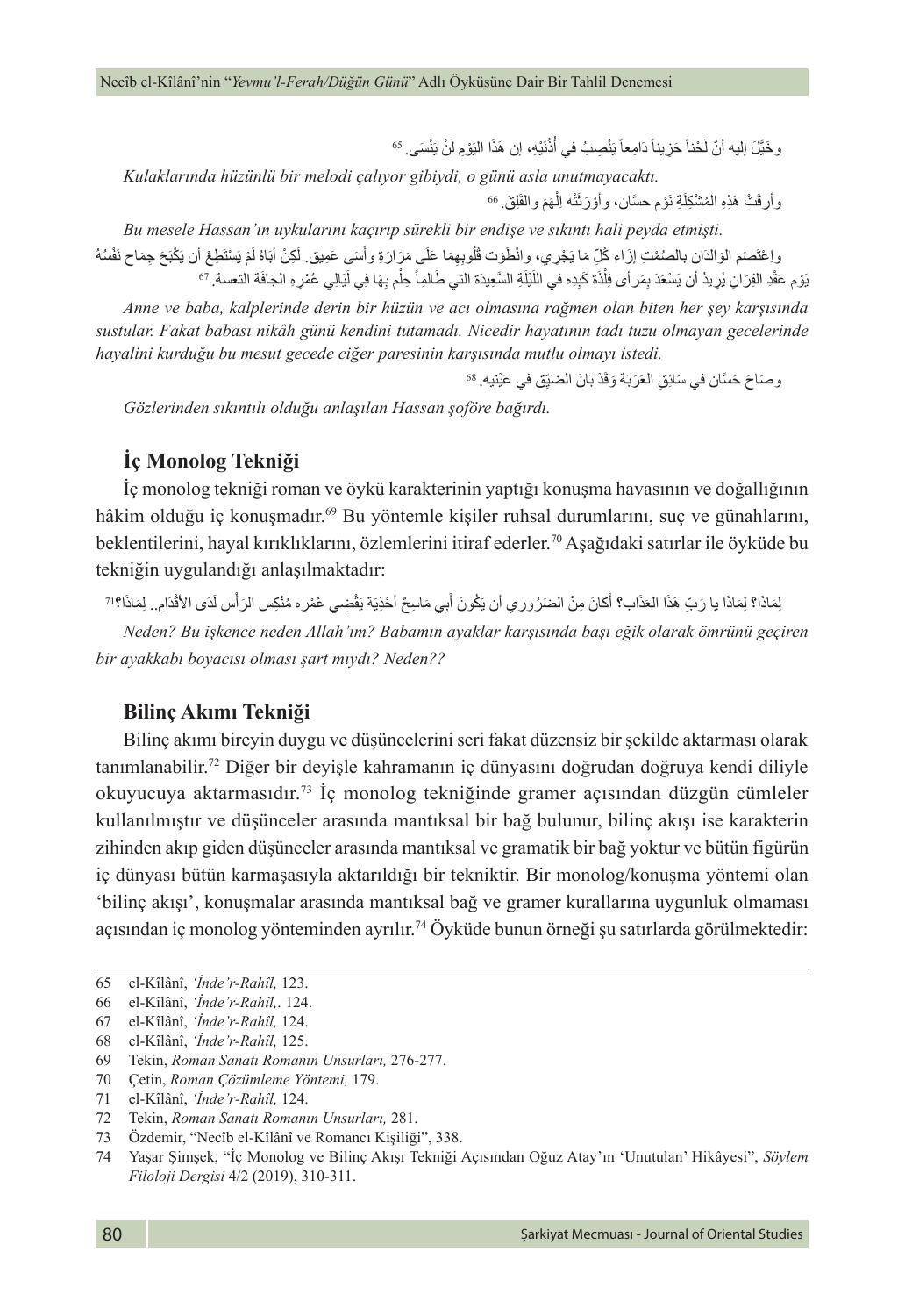وخَيَّلَ إليه أنّ لَحْناً حَزيناً دَامِعاً يَنْصِبُ في أُذُنَيْهِ، إن هَذَا اليَوْمِ لَنْ يُنْسَى.[65]

*Kulaklarında hüzünlü bir melodi çalıyor gibiydi, o günü asla unutmayacaktı.*

وأرقَتْ هَذِهِ المُشْكِلَةِ نَوْم حسَّان، وأوْرَثَتْه الْهَمَ والقَلِقَ.[66]

*Bu mesele Hassan'ın uykularını kaçırıp sürekli bir endişe ve sıkıntı hali peyda etmişti.*

واعْتَصَمَ الوَالدَان بالصُمْتِ إزَاء كُلِّ مَا يَجْرِي، وانْطَوَت قُلُوبِهِمَا عَلَى مَرَارَةٍ وأسَى عَمِيق. لَكِنْ أَبَاهُ لَمْ يَسْتَطِعْ أن يَكْبَحَ جِمَاح نَفْسُهُ يَوْم عَقْدِ القِرَانِ يُرِيدُ أن يَسْعَدَ بِمَرأى فِلْذَة كَبِدِه في اللَّيْلَةِ السَّعِيدَة التي طَالماً حِلْم بِهَا في لَيَالِي عُمْرِهِ الجَافَة التعسة.[67]

*Anne ve baba, kalplerinde derin bir hüzün ve acı olmasına rağmen olan biten her şey karşısında sustular. Fakat babası nikâh günü kendini tutamadı. Nicedir hayatının tadı tuzu olmayan gecelerinde hayalini kurduğu bu mesut gecede ciğer paresinin karşısında mutlu olmayı istedi.*

وصَاحَ حَسَّان في سَائِقِ العَرَبَة وَقَدْ بَانَ الضِيّق في عَيْنيه.[68]

*Gözlerinden sıkıntılı olduğu anlaşılan Hassan şoföre bağırdı.*

## İç Monolog Tekniği

İç monolog tekniği roman ve öykü karakterinin yaptığı konuşma havasının ve doğallığının hâkim olduğu iç konuşmadır.[69] Bu yöntemle kişiler ruhsal durumlarını, suç ve günahlarını, beklentilerini, hayal kırıklıklarını, özlemlerini itiraf ederler.[70] Aşağıdaki satırlar ile öyküde bu tekniğin uygulandığı anlaşılmaktadır:

لِمَاذا؟ لِمَاذا يا رَبّ هَذَا العَذاب؟ أكَانَ مِنْ الضَرُورِي أن يَكُونَ أَبِي مَاسِحَ أحْذِيَة يَقْضِي عُمْره مُنْكِس الرَأس لَدَى الأقْدَام.. لِمَاذَا؟![71]

*Neden? Bu işkence neden Allah'ım? Babamın ayaklar karşısında başı eğik olarak ömrünü geçiren bir ayakkabı boyacısı olması şart mıydı? Neden??*

## Bilinç Akımı Tekniği

Bilinç akımı bireyin duygu ve düşüncelerini seri fakat düzensiz bir şekilde aktarması olarak tanımlanabilir.[72] Diğer bir deyişle kahramanın iç dünyasını doğrudan doğruya kendi diliyle okuyucuya aktarmasıdır.[73] İç monolog tekniğinde gramer açısından düzgün cümleler kullanılmıştır ve düşünceler arasında mantıksal bir bağ bulunur, bilinç akışı ise karakterin zihninden akıp giden düşünceler arasında mantıksal ve gramatik bir bağ yoktur ve bütün figürün iç dünyası bütün karmaşasıyla aktarıldığı bir tekniktir. Bir monolog/konuşma yöntemi olan 'bilinç akışı', konuşmalar arasında mantıksal bağ ve gramer kurallarına uygunluk olmaması açısından iç monolog yönteminden ayrılır.[74] Öyküde bunun örneği şu satırlarda görülmektedir:

---

65 el-Kîlânî, *'İnde'r-Rahîl,* 123.

66 el-Kîlânî, *'İnde'r-Rahîl,*. 124.

67 el-Kîlânî, *'İnde'r-Rahîl,* 124.

68 el-Kîlânî, *'İnde'r-Rahîl,* 125.

69 Tekin, *Roman Sanatı Romanın Unsurları,* 276-277.

70 Çetin, *Roman Çözümleme Yöntemi,* 179.

71 el-Kîlânî, *'İnde'r-Rahîl,* 124.

72 Tekin, *Roman Sanatı Romanın Unsurları,* 281.

73 Özdemir, "Necîb el-Kîlânî ve Romancı Kişiliği", 338.

74 Yaşar Şimşek, "İç Monolog ve Bilinç Akışı Tekniği Açısından Oğuz Atay'ın 'Unutulan' Hikâyesi", *Söylem Filoloji Dergisi* 4/2 (2019), 310-311.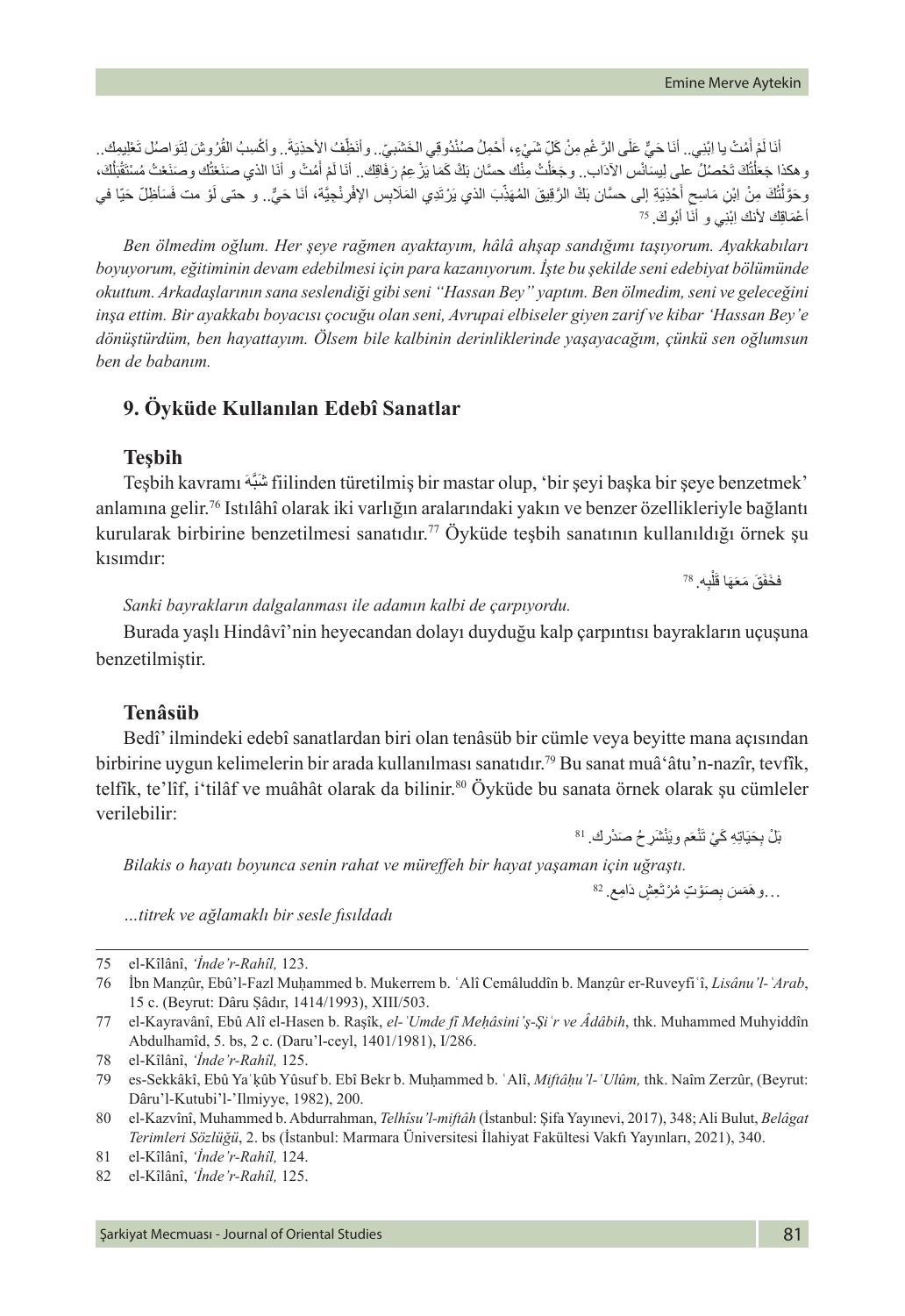أنَا لَمْ أَمُتْ يا ابْنِي.. أنَا حَيٌّ عَلَى الرَّغْمِ مِنْ كُلِّ شَيْءٍ، أَحْمِلُ صُنْدُوقِي الخَشَبِيّ.. وأنَظِّفُ الأحذِيَةَ.. وأكْسِبُ القُرُوشَ لتَوَاصُلِ تَعْلِيمِكَ.. وهكذا جَعَلْتُكَ تَحْصُلُ على لِيسَانْس الآدَاب.. وجَعَلْتُ مِنْك حسَّان بَكْ كَمَا يَزْعمُ رَفَاقِك.. أنَا لَمْ أَمُتْ و أنَا الذي صَنَعْتُك وصَنَعْتُ مُستَقْبَلَكَ، وحَوَّلْتُكَ مِنْ ابْنِ مَاسِحِ أَحْذِيَةٍ إلى حسَّان بَكْ الرَّقِيقَ المُهَذَّبَ الذي يَرْتَدِي المَلَابِس الإفْرِنْجِيَّة، أنَا حَيٌّ.. و حتى لَوْ مت فَسأظَلّ حَيّا في أعْمَاقِك لأنك ابْنِي و أنَا أبُوكَ.[75]

*Ben ölmedim oğlum. Her şeye rağmen ayaktayım, hâlâ ahşap sandığımı taşıyorum. Ayakkabıları boyuyorum, eğitiminin devam edebilmesi için para kazanıyorum. İşte bu şekilde seni edebiyat bölümünde okuttum. Arkadaşlarının sana seslendiği gibi seni "Hassan Bey" yaptım. Ben ölmedim, seni ve geleceğini inşa ettim. Bir ayakkabı boyacısı çocuğu olan seni, Avrupai elbiseler giyen zarif ve kibar 'Hassan Bey'e dönüştürdüm, ben hayattayım. Ölsem bile kalbinin derinliklerinde yaşayacağım, çünkü sen oğlumsun ben de babanım.*

## 9. Öyküde Kullanılan Edebî Sanatlar

### Teşbih

Teşbih kavramı شَبَّهَ fiilinden türetilmiş bir mastar olup, 'bir şeyi başka bir şeye benzetmek' anlamına gelir.[76] Istılâhî olarak iki varlığın aralarındaki yakın ve benzer özellikleriyle bağlantı kurularak birbirine benzetilmesi sanatıdır.[77] Öyküde teşbih sanatının kullanıldığı örnek şu kısımdır:

فخَفَقَ مَعَهَا قَلْبِه.[78]

*Sanki bayrakların dalgalanması ile adamın kalbi de çarpıyordu.*

Burada yaşlı Hindâvî'nin heyecandan dolayı duyduğu kalp çarpıntısı bayrakların uçuşuna benzetilmiştir.

### Tenâsüb

Bedî' ilmindeki edebî sanatlardan biri olan tenâsüb bir cümle veya beyitte mana açısından birbirine uygun kelimelerin bir arada kullanılması sanatıdır.[79] Bu sanat muâ'âtu'n-nazîr, tevfîk, telfîk, te'lîf, i'tilâf ve muâhât olarak da bilinir.[80] Öyküde bu sanata örnek olarak şu cümleler verilebilir:

بَلْ بِحَيَاتِهِ كَيْ تَنْعَم ويَنْشَرِحُ صَدْرِك.[81]

*Bilakis o hayatı boyunca senin rahat ve müreffeh bir hayat yaşaman için uğraştı.*

...وهَمَسَ بِصَوْتٍ مُرْتَعِشٍ دَامِعٍ.[82]

*...titrek ve ağlamaklı bir sesle fısıldadı*

---

75 el-Kîlânî, *'İnde'r-Rahîl,* 123.

76 İbn Manẓûr, Ebû'l-Fazl Muḥammed b. Mukerrem b. ʿAlî Cemâluddîn b. Manẓûr er-Ruveyfiʿî, *Lisânu'l-ʿArab*, 15 c. (Beyrut: Dâru Ṣâdır, 1414/1993), XIII/503.

77 el-Kayravânî, Ebû Alî el-Hasen b. Raşîk, *el-ʿUmde fî Meḥâsini'ş-Şiʿr ve Âdâbih*, thk. Muhammed Muhyiddîn Abdulhamîd, 5. bs, 2 c. (Daru'l-ceyl, 1401/1981), I/286.

78 el-Kîlânî, *'İnde'r-Rahîl,* 125.

79 es-Sekkâkî, Ebû Yaʿḳûb Yûsuf b. Ebî Bekr b. Muḥammed b. ʿAlî, *Miftâḥu'l-ʿUlûm,* thk. Naîm Zerzûr, (Beyrut: Dâru'l-Kutubi'l-'Ilmiyye, 1982), 200.

80 el-Kazvînî, Muhammed b. Abdurrahman, *Telhîsu'l-miftâh* (İstanbul: Şifa Yayınevi, 2017), 348; Ali Bulut, *Belâgat Terimleri Sözlüğü*, 2. bs (İstanbul: Marmara Üniversitesi İlahiyat Fakültesi Vakfı Yayınları, 2021), 340.

81 el-Kîlânî, *'İnde'r-Rahîl,* 124.

82 el-Kîlânî, *'İnde'r-Rahîl,* 125.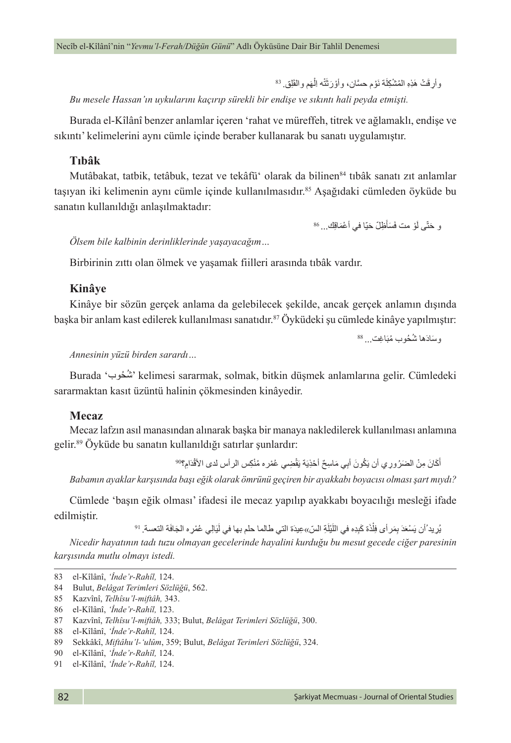وأرقَتْ هَذِهِ المُشْكِلَة نَوْم حسَّان، وأوْرَثَتْه الْهَم والقَلَق.[83]

*Bu mesele Hassan'ın uykularını kaçırıp sürekli bir endişe ve sıkıntı hali peyda etmişti.*

Burada el-Kîlânî benzer anlamlar içeren 'rahat ve müreffeh, titrek ve ağlamaklı, endişe ve sıkıntı' kelimelerini aynı cümle içinde beraber kullanarak bu sanatı uygulamıştır.

### Tıbâk

Mutâbakat, tatbik, tetâbuk, tezat ve tekâfü' olarak da bilinen[84] tıbâk sanatı zıt anlamlar taşıyan iki kelimenin aynı cümle içinde kullanılmasıdır.[85] Aşağıdaki cümleden öyküde bu sanatın kullanıldığı anlaşılmaktadır:

و حَتّى لَوْ مت فَسَأَظِلّ حَيّا في أعْمَاقِك...[86]

*Ölsem bile kalbinin derinliklerinde yaşayacağım…*

Birbirinin zıttı olan ölmek ve yaşamak fiilleri arasında tıbâk vardır.

### Kinâye

Kinâye bir sözün gerçek anlama da gelebilecek şekilde, ancak gerçek anlamın dışında başka bir anlam kast edilerek kullanılması sanatıdır.[87] Öyküdeki şu cümlede kinâye yapılmıştır:

وسَادَها شُحُوب مُبَاغِت...[88]

*Annesinin yüzü birden sarardı…*

Burada 'شُحُوب' kelimesi sararmak, solmak, bitkin düşmek anlamlarına gelir. Cümledeki sararmaktan kasıt üzüntü halinin çökmesinden kinâyedir.

### Mecaz

Mecaz lafzın asıl manasından alınarak başka bir manaya nakledilerek kullanılması anlamına gelir.[89] Öyküde bu sanatın kullanıldığı satırlar şunlardır:

أَكَانَ مِنْ الضَرُورِي أن يَكُونَ أبِي مَاسِحٌ أحْذِيَة يَقْضِي عُمْره مُنْكِس الرأس لدى الأَقْدَام؟[90]

*Babamın ayaklar karşısında başı eğik olarak ömrünü geçiren bir ayakkabı boyacısı olması şart mıydı?*

Cümlede 'başın eğik olması' ifadesi ile mecaz yapılıp ayakkabı boyacılığı mesleği ifade edilmiştir.

يُريد أن يَسْعَدَ بِمَرأى فِلْذَة كَبِدِه في اللَيْلَةِ السَّعِيدَة التي طالما حلم بها في لَيَالِي عُمْره الجَافَة التعسة.[91]

*Nicedir hayatının tadı tuzu olmayan gecelerinde hayalini kurduğu bu mesut gecede ciğer paresinin karşısında mutlu olmayı istedi.*

---

83 el-Kîlânî, *'İnde'r-Rahîl,* 124.

84 Bulut, *Belâgat Terimleri Sözlüğü*, 562.

85 Kazvînî, *Telhîsu'l-miftâh,* 343.

86 el-Kîlânî, *'İnde'r-Rahîl,* 123.

87 Kazvînî, *Telhîsu'l-miftâh,* 333; Bulut, *Belâgat Terimleri Sözlüğü*, 300.

88 el-Kîlânî, *'İnde'r-Rahîl,* 124.

89 Sekkâkî, *Miftâhu'l-'ulûm*, 359; Bulut, *Belâgat Terimleri Sözlüğü*, 324.

90 el-Kîlânî, *'İnde'r-Rahîl,* 124.

91 el-Kîlânî, *'İnde'r-Rahîl,* 124.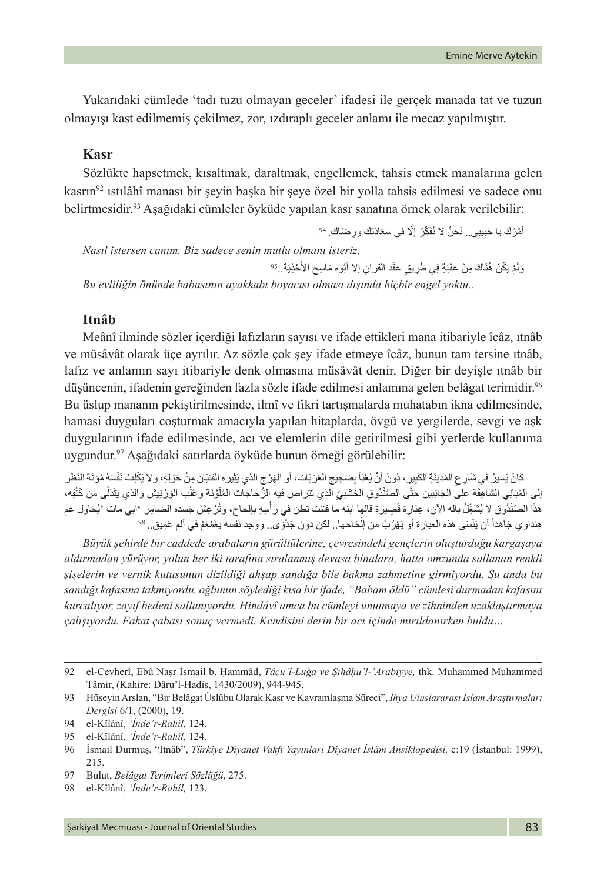Yukarıdaki cümlede 'tadı tuzu olmayan geceler' ifadesi ile gerçek manada tat ve tuzun olmayışı kast edilmemiş çekilmez, zor, ızdıraplı geceler anlamı ile mecaz yapılmıştır.

## Kasr

Sözlükte hapsetmek, kısaltmak, daraltmak, engellemek, tahsis etmek manalarına gelen kasrın[92] ıstılâhî manası bir şeyin başka bir şeye özel bir yolla tahsis edilmesi ve sadece onu belirtmesidir.[93] Aşağıdaki cümleler öyküde yapılan kasr sanatına örnek olarak verilebilir:

أمْرُك يا حَبيبِي.. نَحْنُ لا نُفَكِّرُ إلَّا في سَعَادَتِك ورِضَاك.[94]

*Nasıl istersen canım. Biz sadece senin mutlu olmanı isteriz.*

وَلَمْ يَكُنْ هُنَاكَ مِنْ عَقَبَةٍ فِي طَرِيقِ عَقْدِ القِرانِ إلا أَبُوه مَاسِح الأَحْذِيَةِ..[95]

*Bu evliliğin önünde babasının ayakkabı boyacısı olması dışında hiçbir engel yoktu..*

## Itnâb

Meânî ilminde sözler içerdiği lafızların sayısı ve ifade ettikleri mana itibariyle îcâz, ıtnâb ve müsâvât olarak üçe ayrılır. Az sözle çok şey ifade etmeye îcâz, bunun tam tersine ıtnâb, lafız ve anlamın sayı itibariyle denk olmasına müsâvât denir. Diğer bir deyişle ıtnâb bir düşüncenin, ifadenin gereğinden fazla sözle ifade edilmesi anlamına gelen belâgat terimidir.[96] Bu üslup mananın pekiştirilmesinde, ilmî ve fikri tartışmalarda muhatabın ikna edilmesinde, hamasi duyguları coşturmak amacıyla yapılan hitaplarda, övgü ve yergilerde, sevgi ve aşk duygularının ifade edilmesinde, acı ve elemlerin dile getirilmesi gibi yerlerde kullanıma uygundur.[97] Aşağıdaki satırlarda öyküde bunun örneği görülebilir:

كَانَ يَسِيرُ فِي شَارِعِ المَدِينَةِ الكَبِيرِ، دُونَ أَنْ يُعْبَأَ بِضَجِيجِ العَرَبَات، أو الهَرْجِ الذي يَثِيره الفِتْيَانِ مِنْ حَوْلِهِ، ولا يُكَلِّفُ نَفْسَهُ مُؤنَةَ النَظَرِ إلى المَبَانِي الشَاهِقَة على الجَانِبين حَتَّى الصُنْدُوقِ الخَشَبِيِّ الذي تتراص فيه الزُجَاجَات المُلَوَّنَة وعُلَب الوَرْنِيش والذي يَتَدَلَّى من كَتْفِه، هَذَا الصُنْدُوق لا يُشْغِلُ باله الآن، عِبَارة قَصِيرَة قالها ابنه ما فتئت تطن في رَأْسِهِ بإلحاح، وتُرْعِشُ جَسَده الضَامِر 'ابي مات 'يُحَاوِل عم هِنْداوي جَاهِداً أن يَنْسَى هذه العبارة أو يَهْرُبُ من إلْحَاحِها.. لكن دون جَدْوَى.. ووجد نفسه يغَمْغِمُ في ألم عَمِيق..[98]

*Büyük şehirde bir caddede arabaların gürültülerine, çevresindeki gençlerin oluşturduğu kargaşaya aldırmadan yürüyor, yolun her iki tarafına sıralanmış devasa binalara, hatta omzunda sallanan renkli şişelerin ve vernik kutusunun dizildiği ahşap sandığa bile bakma zahmetine girmiyordu. Şu anda bu sandığı kafasına takmıyordu, oğlunun söylediği kısa bir ifade, "Babam öldü" cümlesi durmadan kafasını kurcalıyor, zayıf bedeni sallanıyordu. Hindâvî amca bu cümleyi unutmaya ve zihninden uzaklaştırmaya çalışıyordu. Fakat çabası sonuç vermedi. Kendisini derin bir acı içinde mırıldanırken buldu…*

---

92 el-Cevherî, Ebû Naṣr İsmail b. Ḥammâd, *Tâcu'l-Luğa ve Ṣıḥâḥu'l-ʿArabiyye,* thk. Muhammed Muhammed Tâmir, (Kahire: Dâru'l-Hadîs, 1430/2009), 944-945.

93 Hüseyin Arslan, "Bir Belâgat Üslûbu Olarak Kasr ve Kavramlaşma Süreci", *İhya Uluslararası İslam Araştırmaları Dergisi* 6/1, (2000), 19.

94 el-Kîlânî, *'İnde'r-Rahîl,* 124.

95 el-Kîlânî, *'İnde'r-Rahîl,* 124.

96 İsmail Durmuş, "Itnâb", *Türkiye Diyanet Vakfı Yayınları Diyanet İslâm Ansiklopedisi,* c:19 (İstanbul: 1999), 215.

97 Bulut, *Belâgat Terimleri Sözlüğü*, 275.

98 el-Kîlânî, *'İnde'r-Rahîl,* 123.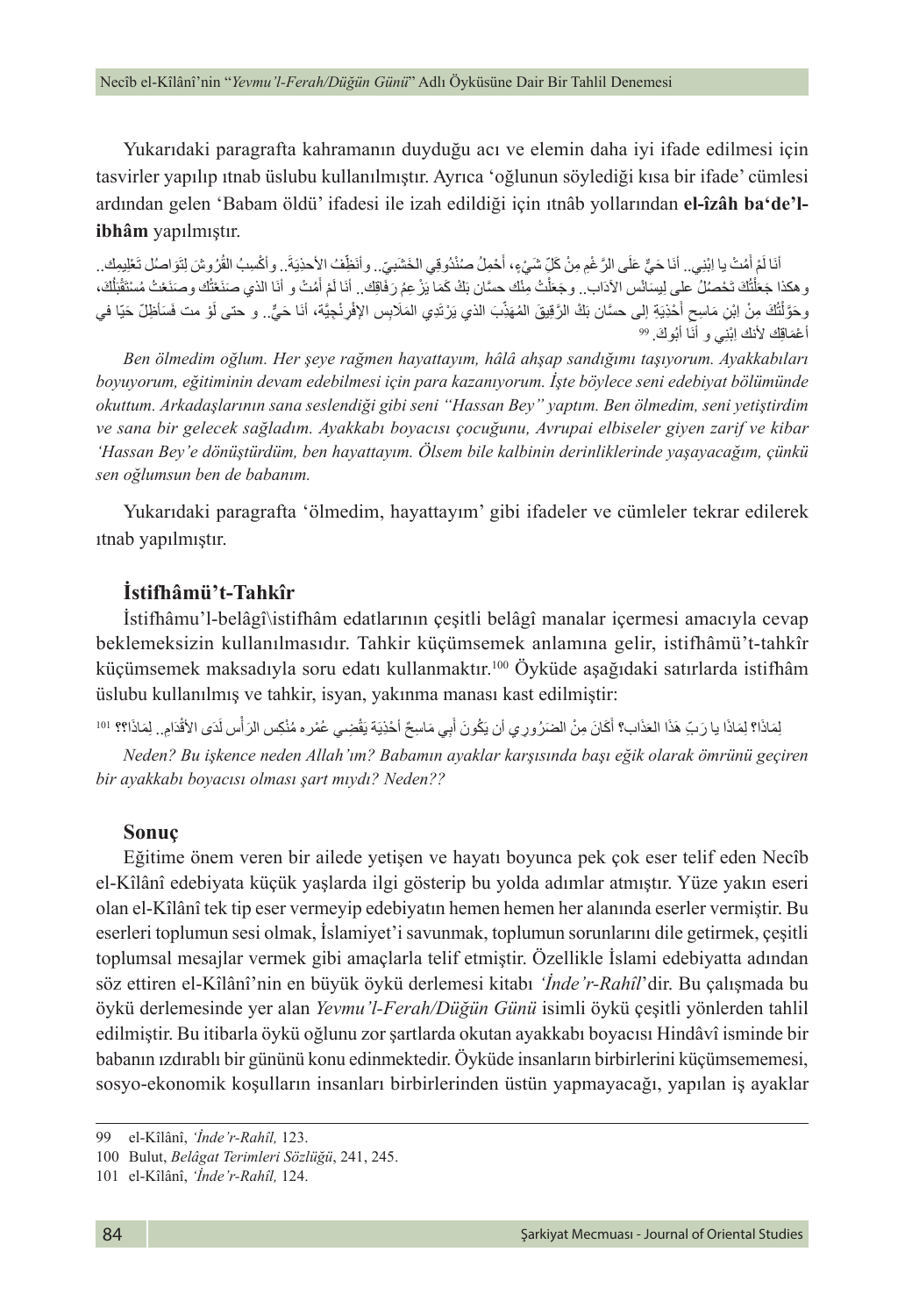Yukarıdaki paragrafta kahramanın duyduğu acı ve elemin daha iyi ifade edilmesi için tasvirler yapılıp ıtnab üslubu kullanılmıştır. Ayrıca 'oğlunun söylediği kısa bir ifade' cümlesi ardından gelen 'Babam öldü' ifadesi ile izah edildiği için ıtnâb yollarından **el-îzâh ba'de'l-ibhâm** yapılmıştır.

أنَا لَمْ أَمُتْ يا إبْنِي.. أنَا حَيٌّ عَلَى الرَّغْمِ مِنْ كُلِّ شَيْءٍ، أحْمِلُ صُنْدُوقِي الخَشَبِيّ.. وأنَظِّفُ الأحذِيَةَ.. وأكْسِبُ القُرُوشَ لِتَوَاصُل تَعْلِيمِك.. وهكذا جَعَلْتُكَ تَحْصُلُ على لِيسَانْس الآدَاب.. وجَعَلْتُ مِنْك حسَّان بَكْ كَمَا يَزْعِمُ رَفَاقِك.. أنَا لَمْ أَمُتْ و أنَا الذي صَنَعْتُك وصَنَعْتُ مُستَقْبَلَك، وحَوَّلْتُكَ مِنْ إبْنِ مَاسِحِ أَحْذِيَةٍ إلى حسَّان بَكْ الرَّقِيقَ المُهَذَّبَ الذي يَرْتَدِي المَلَابِس الإفْرنْجِيَّة، أنَا حَيٌّ.. و حتى لَوْ مت فَسَأظِلّ حَيّا في أعْمَاقِك لأنك إبْنِي و أنَا أبُوكَ.[99]

*Ben ölmedim oğlum. Her şeye rağmen hayattayım, hâlâ ahşap sandığımı taşıyorum. Ayakkabıları boyuyorum, eğitiminin devam edebilmesi için para kazanıyorum. İşte böylece seni edebiyat bölümünde okuttum. Arkadaşlarının sana seslendiği gibi seni "Hassan Bey" yaptım. Ben ölmedim, seni yetiştirdim ve sana bir gelecek sağladım. Ayakkabı boyacısı çocuğunu, Avrupai elbiseler giyen zarif ve kibar 'Hassan Bey'e dönüştürdüm, ben hayattayım. Ölsem bile kalbinin derinliklerinde yaşayacağım, çünkü sen oğlumsun ben de babanım.*

Yukarıdaki paragrafta 'ölmedim, hayattayım' gibi ifadeler ve cümleler tekrar edilerek ıtnab yapılmıştır.

### İstifhâmü't-Tahkîr

İstifhâmu'l-belâgî\istifhâm edatlarının çeşitli belâgî manalar içermesi amacıyla cevap beklemeksizin kullanılmasıdır. Tahkir küçümsemek anlamına gelir, istifhâmü't-tahkîr küçümsemek maksadıyla soru edatı kullanmaktır.[100] Öyküde aşağıdaki satırlarda istifhâm üslubu kullanılmış ve tahkir, isyan, yakınma manası kast edilmiştir:

لِمَاذَا؟ لِمَاذَا يا رَبِّ هَذَا العَذَاب؟ أكَانَ مِنْ الضَرُورِي أن يَكُونَ أبِي مَاسِحَ أحْذِيَةٍ يَقْضِي عُمْره مُنْكِس الرَأس لَدَى الأقْدَام.. لِمَاذَا؟؟[101]

*Neden? Bu işkence neden Allah'ım? Babamın ayaklar karşısında başı eğik olarak ömrünü geçiren bir ayakkabı boyacısı olması şart mıydı? Neden??*

### Sonuç

Eğitime önem veren bir ailede yetişen ve hayatı boyunca pek çok eser telif eden Necîb el-Kîlânî edebiyata küçük yaşlarda ilgi gösterip bu yolda adımlar atmıştır. Yüze yakın eseri olan el-Kîlânî tek tip eser vermeyip edebiyatın hemen hemen her alanında eserler vermiştir. Bu eserleri toplumun sesi olmak, İslamiyet'i savunmak, toplumun sorunlarını dile getirmek, çeşitli toplumsal mesajlar vermek gibi amaçlarla telif etmiştir. Özellikle İslami edebiyatta adından söz ettiren el-Kîlânî'nin en büyük öykü derlemesi kitabı *'İnde'r-Rahîl*'dir. Bu çalışmada bu öykü derlemesinde yer alan *Yevmu'l-Ferah/Düğün Günü* isimli öykü çeşitli yönlerden tahlil edilmiştir. Bu itibarla öykü oğlunu zor şartlarda okutan ayakkabı boyacısı Hindâvî isminde bir babanın ızdıraplı bir gününü konu edinmektedir. Öyküde insanların birbirlerini küçümsememesi, sosyo-ekonomik koşulların insanları birbirlerinden üstün yapmayacağı, yapılan iş ayaklar

---

99 el-Kîlânî, *'İnde'r-Rahîl,* 123.

100 Bulut, *Belâgat Terimleri Sözlüğü*, 241, 245.

101 el-Kîlânî, *'İnde'r-Rahîl,* 124.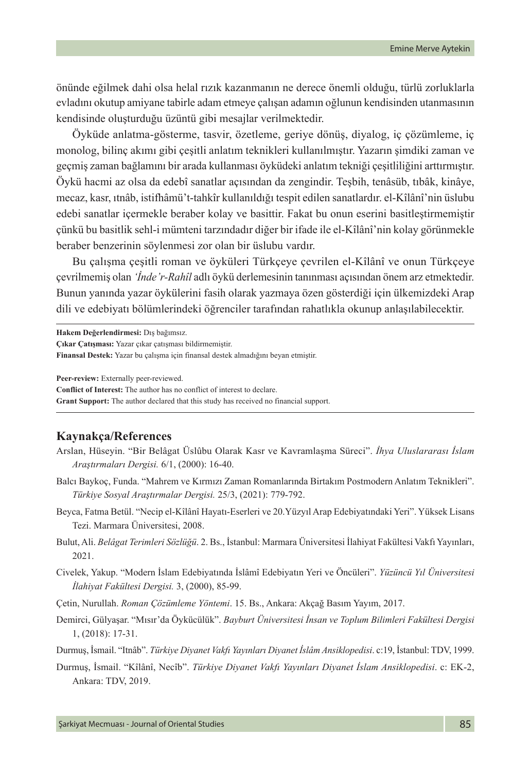önünde eğilmek dahi olsa helal rızık kazanmanın ne derece önemli olduğu, türlü zorluklarla evladını okutup amiyane tabirle adam etmeye çalışan adamın oğlunun kendisinden utanmasının kendisinde oluşturduğu üzüntü gibi mesajlar verilmektedir.

Öyküde anlatma-gösterme, tasvir, özetleme, geriye dönüş, diyalog, iç çözümleme, iç monolog, bilinç akımı gibi çeşitli anlatım teknikleri kullanılmıştır. Yazarın şimdiki zaman ve geçmiş zaman bağlamını bir arada kullanması öyküdeki anlatım tekniği çeşitliliğini arttırmıştır. Öykü hacmi az olsa da edebî sanatlar açısından da zengindir. Teşbih, tenâsüb, tıbâk, kinâye, mecaz, kasr, ıtnâb, istifhâmü't-tahkîr kullanıldığı tespit edilen sanatlardır. el-Kîlânî'nin üslubu edebi sanatlar içermekle beraber kolay ve basittir. Fakat bu onun eserini basitleştirmemiştir çünkü bu basitlik sehl-i mümteni tarzındadır diğer bir ifade ile el-Kîlânî'nin kolay görünmekle beraber benzerinin söylenmesi zor olan bir üslubu vardır.

Bu çalışma çeşitli roman ve öyküleri Türkçeye çevrilen el-Kîlânî ve onun Türkçeye çevrilmemiş olan *'İnde'r-Rahîl* adlı öykü derlemesinin tanınması açısından önem arz etmektedir. Bunun yanında yazar öykülerini fasih olarak yazmaya özen gösterdiği için ülkemizdeki Arap dili ve edebiyatı bölümlerindeki öğrenciler tarafından rahatlıkla okunup anlaşılabilecektir.

---

**Hakem Değerlendirmesi:** Dış bağımsız.
**Çıkar Çatışması:** Yazar çıkar çatışması bildirmemiştir.
**Finansal Destek:** Yazar bu çalışma için finansal destek almadığını beyan etmiştir.

**Peer-review:** Externally peer-reviewed.
**Conflict of Interest:** The author has no conflict of interest to declare.
**Grant Support:** The author declared that this study has received no financial support.

---

## Kaynakça/References

Arslan, Hüseyin. "Bir Belâgat Üslûbu Olarak Kasr ve Kavramlaşma Süreci". *İhya Uluslararası İslam Araştırmaları Dergisi.* 6/1, (2000): 16-40.

Balcı Baykoç, Funda. "Mahrem ve Kırmızı Zaman Romanlarında Birtakım Postmodern Anlatım Teknikleri". *Türkiye Sosyal Araştırmalar Dergisi.* 25/3, (2021): 779-792.

Beyca, Fatma Betül. "Necip el-Kîlânî Hayatı-Eserleri ve 20.Yüzyıl Arap Edebiyatındaki Yeri". Yüksek Lisans Tezi. Marmara Üniversitesi, 2008.

Bulut, Ali. *Belâgat Terimleri Sözlüğü*. 2. Bs., İstanbul: Marmara Üniversitesi İlahiyat Fakültesi Vakfı Yayınları, 2021.

Civelek, Yakup. "Modern İslam Edebiyatında İslâmî Edebiyatın Yeri ve Öncüleri". *Yüzüncü Yıl Üniversitesi İlahiyat Fakültesi Dergisi.* 3, (2000), 85-99.

Çetin, Nurullah. *Roman Çözümleme Yöntemi*. 15. Bs., Ankara: Akçağ Basım Yayım, 2017.

Demirci, Gülyaşar. "Mısır'da Öykücülük". *Bayburt Üniversitesi İnsan ve Toplum Bilimleri Fakültesi Dergisi* 1, (2018): 17-31.

Durmuş, İsmail. "Itnâb". *Türkiye Diyanet Vakfı Yayınları Diyanet İslâm Ansiklopedisi*. c:19, İstanbul: TDV, 1999.

Durmuş, İsmail. "Kîlânî, Necîb". *Türkiye Diyanet Vakfı Yayınları Diyanet İslam Ansiklopedisi*. c: EK-2, Ankara: TDV, 2019.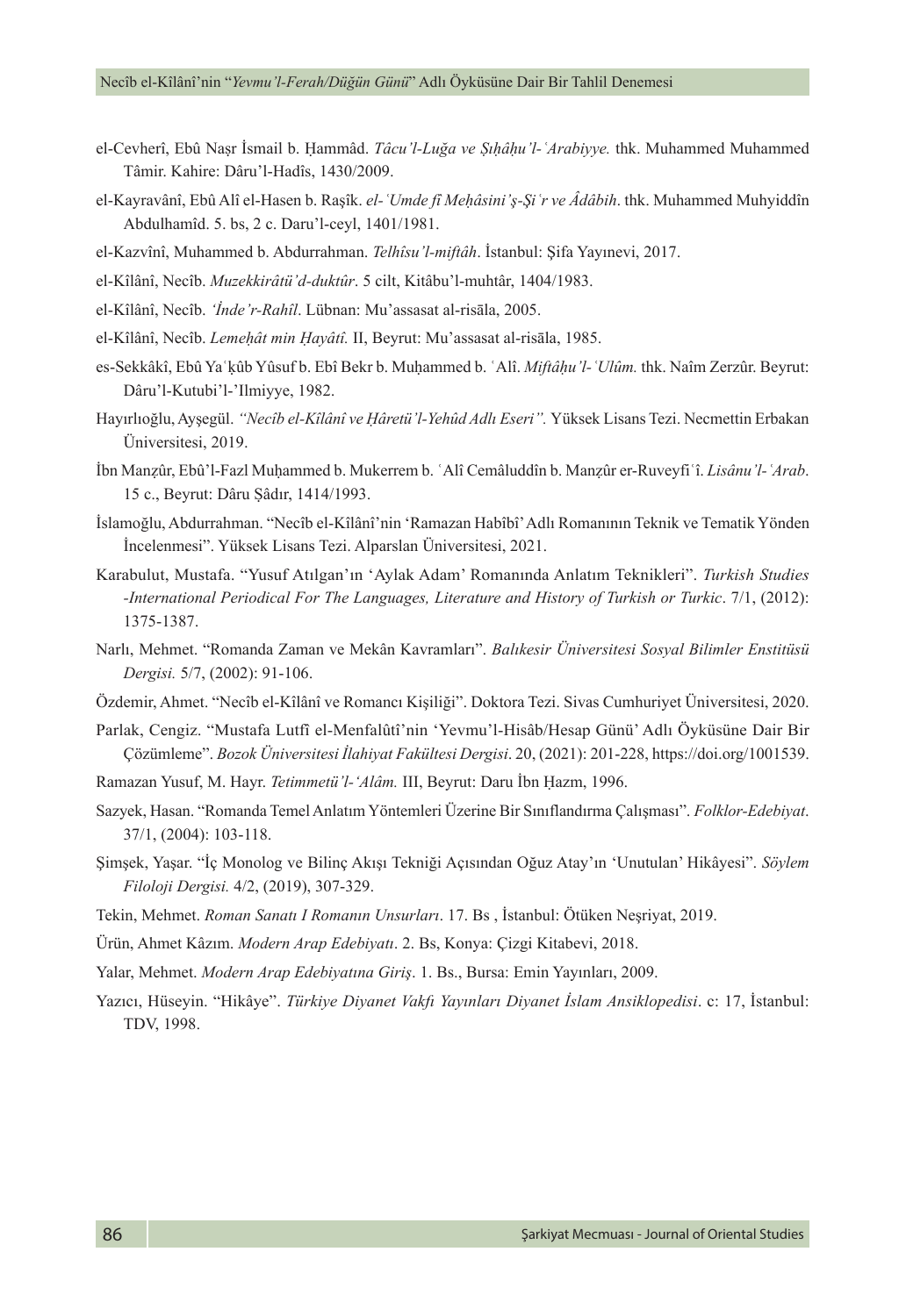el-Cevherî, Ebû Naṣr İsmail b. Ḥammâd. *Tâcu'l-Luğa ve Ṣıḥâḥu'l-ʿArabiyye.* thk. Muhammed Muhammed Tâmir. Kahire: Dâru'l-Hadîs, 1430/2009.

el-Kayravânî, Ebû Alî el-Hasen b. Raşîk. *el-ʿUmde fî Meḥâsini'ş-Şiʿr ve Âdâbih*. thk. Muhammed Muhyiddîn Abdulhamîd. 5. bs, 2 c. Daru'l-ceyl, 1401/1981.

el-Kazvînî, Muhammed b. Abdurrahman. *Telhîsu'l-miftâh*. İstanbul: Şifa Yayınevi, 2017.

el-Kîlânî, Necîb. *Muzekkirâtü'd-duktûr*. 5 cilt, Kitâbu'l-muhtâr, 1404/1983.

el-Kîlânî, Necîb. *'İnde'r-Rahîl*. Lübnan: Mu'assasat al-risāla, 2005.

el-Kîlânî, Necîb. *Lemeḥât min Ḥayâtî.* II, Beyrut: Mu'assasat al-risāla, 1985.

es-Sekkâkî, Ebû Yaʿḳûb Yûsuf b. Ebî Bekr b. Muḥammed b. ʿAlî. *Miftâḥu'l-ʿUlûm.* thk. Naîm Zerzûr. Beyrut: Dâru'l-Kutubi'l-'Ilmiyye, 1982.

Hayırlıoğlu, Ayşegül. *"Necîb el-Kîlânî ve Ḥâretü'l-Yehûd Adlı Eseri".* Yüksek Lisans Tezi. Necmettin Erbakan Üniversitesi, 2019.

İbn Manẓûr, Ebû'l-Fazl Muḥammed b. Mukerrem b. ʿAlî Cemâluddîn b. Manẓûr er-Ruveyfiʿî. *Lisânu'l-ʿArab*. 15 c., Beyrut: Dâru Ṣâdır, 1414/1993.

İslamoğlu, Abdurrahman. "Necîb el-Kîlânî'nin 'Ramazan Habîbî' Adlı Romanının Teknik ve Tematik Yönden İncelenmesi". Yüksek Lisans Tezi. Alparslan Üniversitesi, 2021.

Karabulut, Mustafa. "Yusuf Atılgan'ın 'Aylak Adam' Romanında Anlatım Teknikleri". *Turkish Studies -International Periodical For The Languages, Literature and History of Turkish or Turkic*. 7/1, (2012): 1375-1387.

Narlı, Mehmet. "Romanda Zaman ve Mekân Kavramları". *Balıkesir Üniversitesi Sosyal Bilimler Enstitüsü Dergisi.* 5/7, (2002): 91-106.

Özdemir, Ahmet. "Necîb el-Kîlânî ve Romancı Kişiliği". Doktora Tezi. Sivas Cumhuriyet Üniversitesi, 2020.

Parlak, Cengiz. "Mustafa Lutfî el-Menfalûtî'nin 'Yevmu'l-Hisâb/Hesap Günü' Adlı Öyküsüne Dair Bir Çözümleme". *Bozok Üniversitesi İlahiyat Fakültesi Dergisi*. 20, (2021): 201-228, https://doi.org/1001539.

Ramazan Yusuf, M. Hayr. *Tetimmetü'l-'Alâm.* III, Beyrut: Daru İbn Ḥazm, 1996.

Sazyek, Hasan. "Romanda Temel Anlatım Yöntemleri Üzerine Bir Sınıflandırma Çalışması". *Folklor-Edebiyat*. 37/1, (2004): 103-118.

Şimşek, Yaşar. "İç Monolog ve Bilinç Akışı Tekniği Açısından Oğuz Atay'ın 'Unutulan' Hikâyesi". *Söylem Filoloji Dergisi.* 4/2, (2019), 307-329.

Tekin, Mehmet. *Roman Sanatı I Romanın Unsurları*. 17. Bs , İstanbul: Ötüken Neşriyat, 2019.

Ürün, Ahmet Kâzım. *Modern Arap Edebiyatı*. 2. Bs, Konya: Çizgi Kitabevi, 2018.

Yalar, Mehmet. *Modern Arap Edebiyatına Giriş*. 1. Bs., Bursa: Emin Yayınları, 2009.

Yazıcı, Hüseyin. "Hikâye". *Türkiye Diyanet Vakfı Yayınları Diyanet İslam Ansiklopedisi*. c: 17, İstanbul: TDV, 1998.